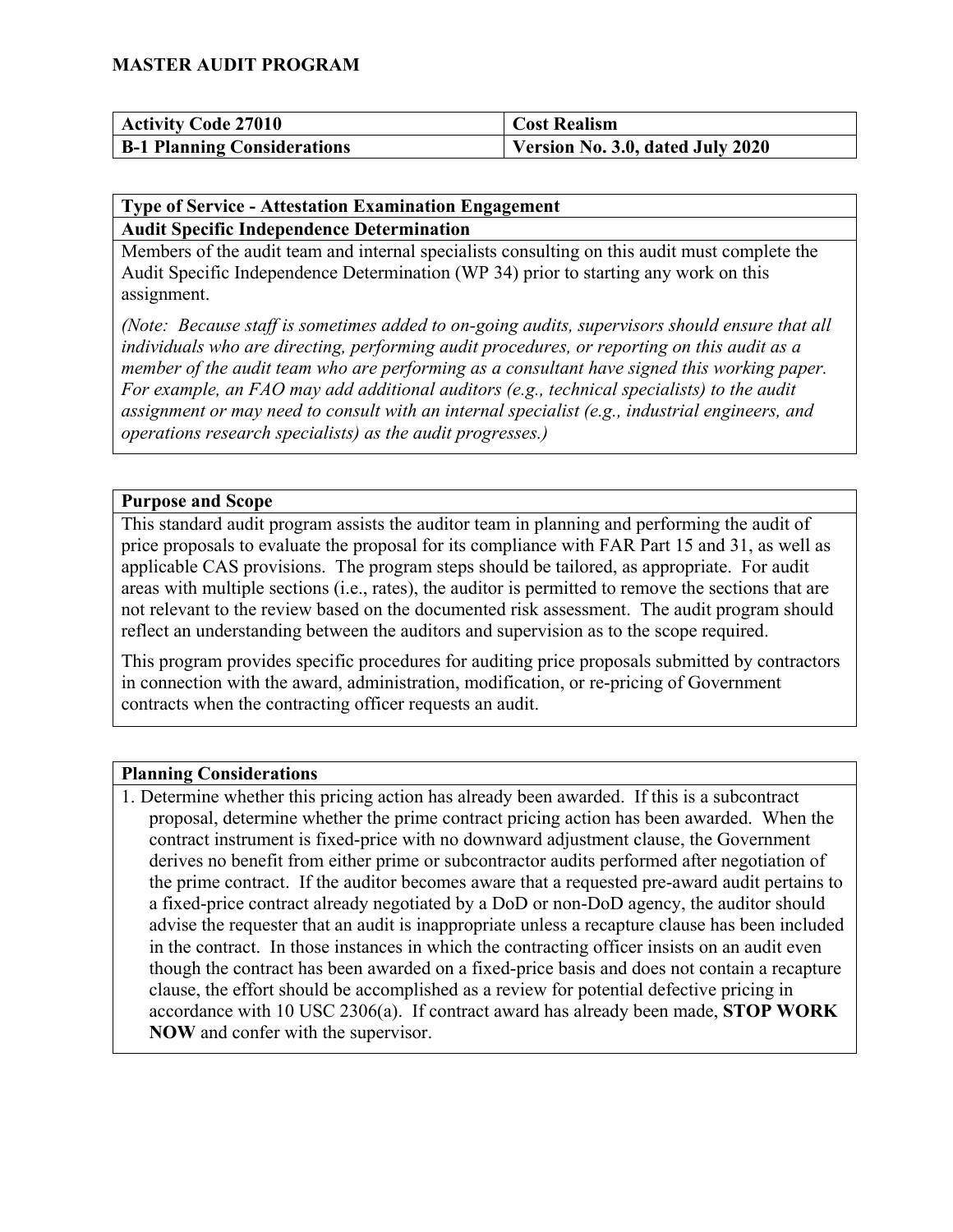# MASTER AUDIT PROGRAM

| Activity Code 27010 | Cost Realism |
|---|---|
| **B-1 Planning Considerations** | **Version No. 3.0, dated July 2020** |

## Type of Service - Attestation Examination Engagement

### Audit Specific Independence Determination

Members of the audit team and internal specialists consulting on this audit must complete the Audit Specific Independence Determination (WP 34) prior to starting any work on this assignment.

*(Note: Because staff is sometimes added to on-going audits, supervisors should ensure that all individuals who are directing, performing audit procedures, or reporting on this audit as a member of the audit team who are performing as a consultant have signed this working paper. For example, an FAO may add additional auditors (e.g., technical specialists) to the audit assignment or may need to consult with an internal specialist (e.g., industrial engineers, and operations research specialists) as the audit progresses.)*

## Purpose and Scope

This standard audit program assists the auditor team in planning and performing the audit of price proposals to evaluate the proposal for its compliance with FAR Part 15 and 31, as well as applicable CAS provisions. The program steps should be tailored, as appropriate. For audit areas with multiple sections (i.e., rates), the auditor is permitted to remove the sections that are not relevant to the review based on the documented risk assessment. The audit program should reflect an understanding between the auditors and supervision as to the scope required.

This program provides specific procedures for auditing price proposals submitted by contractors in connection with the award, administration, modification, or re-pricing of Government contracts when the contracting officer requests an audit.

## Planning Considerations

1. Determine whether this pricing action has already been awarded. If this is a subcontract proposal, determine whether the prime contract pricing action has been awarded. When the contract instrument is fixed-price with no downward adjustment clause, the Government derives no benefit from either prime or subcontractor audits performed after negotiation of the prime contract. If the auditor becomes aware that a requested pre-award audit pertains to a fixed-price contract already negotiated by a DoD or non-DoD agency, the auditor should advise the requester that an audit is inappropriate unless a recapture clause has been included in the contract. In those instances in which the contracting officer insists on an audit even though the contract has been awarded on a fixed-price basis and does not contain a recapture clause, the effort should be accomplished as a review for potential defective pricing in accordance with 10 USC 2306(a). If contract award has already been made, **STOP WORK NOW** and confer with the supervisor.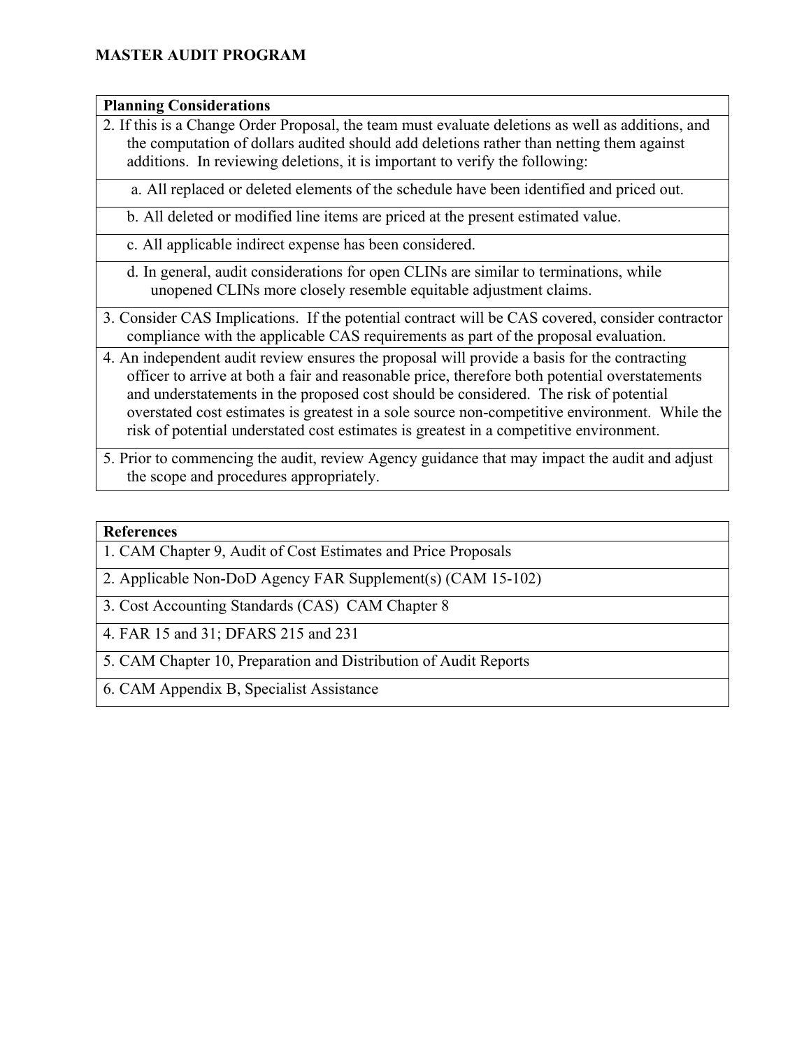**MASTER AUDIT PROGRAM**

| Planning Considerations |
|---|
| 2. If this is a Change Order Proposal, the team must evaluate deletions as well as additions, and the computation of dollars audited should add deletions rather than netting them against additions. In reviewing deletions, it is important to verify the following: |
| a. All replaced or deleted elements of the schedule have been identified and priced out. |
| b. All deleted or modified line items are priced at the present estimated value. |
| c. All applicable indirect expense has been considered. |
| d. In general, audit considerations for open CLINs are similar to terminations, while unopened CLINs more closely resemble equitable adjustment claims. |
| 3. Consider CAS Implications. If the potential contract will be CAS covered, consider contractor compliance with the applicable CAS requirements as part of the proposal evaluation. |
| 4. An independent audit review ensures the proposal will provide a basis for the contracting officer to arrive at both a fair and reasonable price, therefore both potential overstatements and understatements in the proposed cost should be considered. The risk of potential overstated cost estimates is greatest in a sole source non-competitive environment. While the risk of potential understated cost estimates is greatest in a competitive environment. |
| 5. Prior to commencing the audit, review Agency guidance that may impact the audit and adjust the scope and procedures appropriately. |

| References |
|---|
| 1. CAM Chapter 9, Audit of Cost Estimates and Price Proposals |
| 2. Applicable Non-DoD Agency FAR Supplement(s) (CAM 15-102) |
| 3. Cost Accounting Standards (CAS) CAM Chapter 8 |
| 4. FAR 15 and 31; DFARS 215 and 231 |
| 5. CAM Chapter 10, Preparation and Distribution of Audit Reports |
| 6. CAM Appendix B, Specialist Assistance |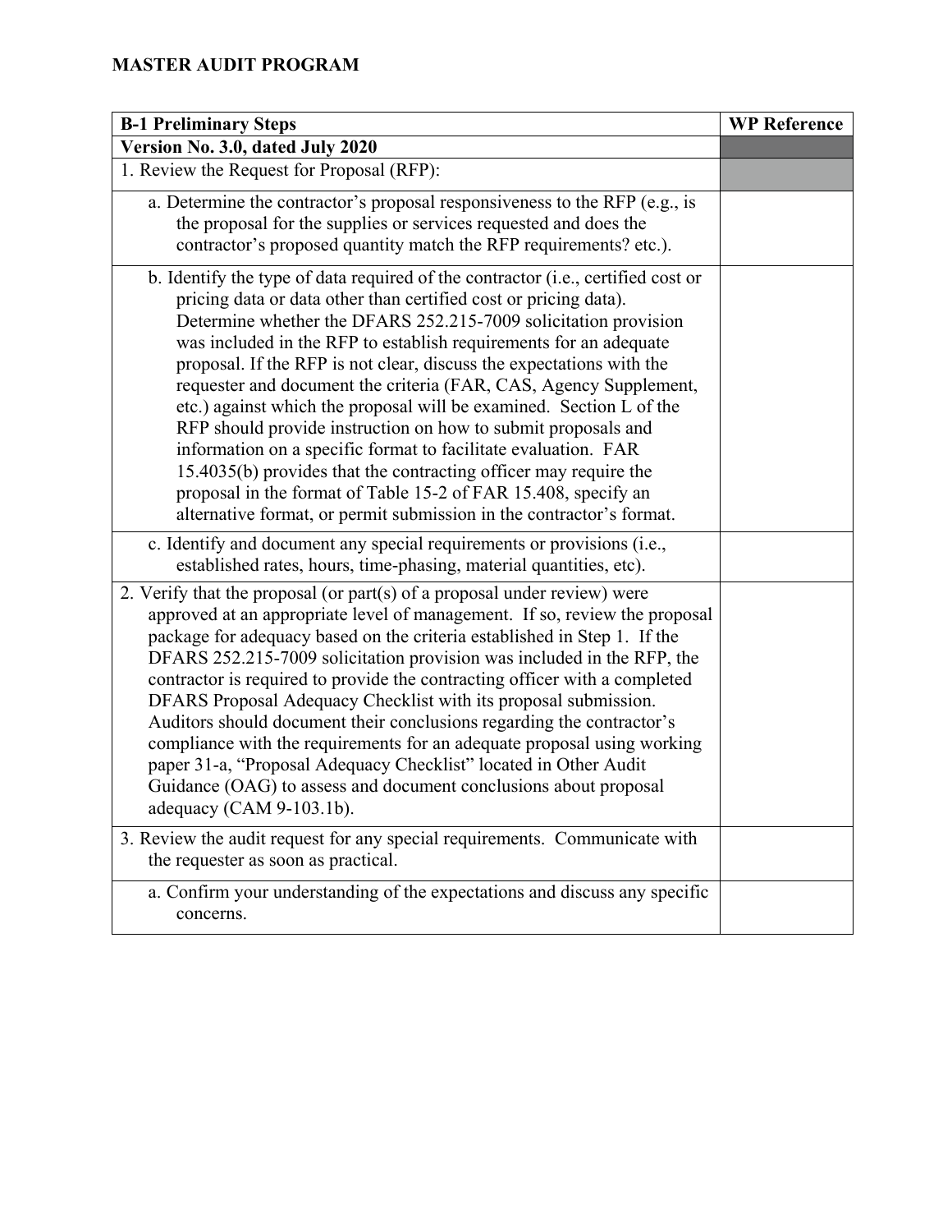**MASTER AUDIT PROGRAM**

| B-1 Preliminary Steps | WP Reference |
|---|---|
| **Version No. 3.0, dated July 2020** | |
| 1. Review the Request for Proposal (RFP): | |
| a. Determine the contractor's proposal responsiveness to the RFP (e.g., is the proposal for the supplies or services requested and does the contractor's proposed quantity match the RFP requirements? etc.). | |
| b. Identify the type of data required of the contractor (i.e., certified cost or pricing data or data other than certified cost or pricing data). Determine whether the DFARS 252.215-7009 solicitation provision was included in the RFP to establish requirements for an adequate proposal. If the RFP is not clear, discuss the expectations with the requester and document the criteria (FAR, CAS, Agency Supplement, etc.) against which the proposal will be examined. Section L of the RFP should provide instruction on how to submit proposals and information on a specific format to facilitate evaluation. FAR 15.4035(b) provides that the contracting officer may require the proposal in the format of Table 15-2 of FAR 15.408, specify an alternative format, or permit submission in the contractor's format. | |
| c. Identify and document any special requirements or provisions (i.e., established rates, hours, time-phasing, material quantities, etc). | |
| 2. Verify that the proposal (or part(s) of a proposal under review) were approved at an appropriate level of management. If so, review the proposal package for adequacy based on the criteria established in Step 1. If the DFARS 252.215-7009 solicitation provision was included in the RFP, the contractor is required to provide the contracting officer with a completed DFARS Proposal Adequacy Checklist with its proposal submission. Auditors should document their conclusions regarding the contractor's compliance with the requirements for an adequate proposal using working paper 31-a, "Proposal Adequacy Checklist" located in Other Audit Guidance (OAG) to assess and document conclusions about proposal adequacy (CAM 9-103.1b). | |
| 3. Review the audit request for any special requirements. Communicate with the requester as soon as practical. | |
| a. Confirm your understanding of the expectations and discuss any specific concerns. | |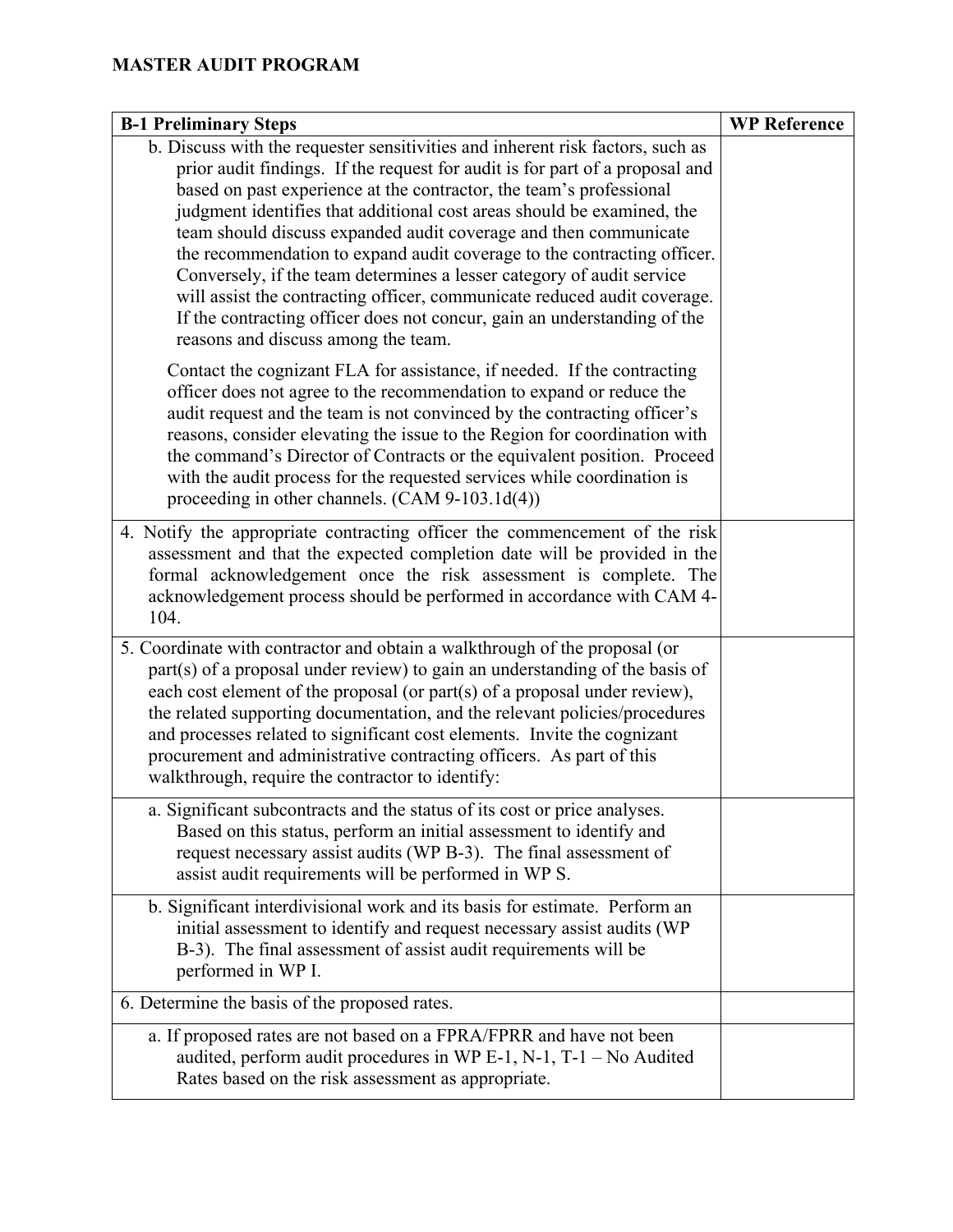## MASTER AUDIT PROGRAM

| B-1 Preliminary Steps | WP Reference |
|---|---|
| b. Discuss with the requester sensitivities and inherent risk factors, such as prior audit findings. If the request for audit is for part of a proposal and based on past experience at the contractor, the team's professional judgment identifies that additional cost areas should be examined, the team should discuss expanded audit coverage and then communicate the recommendation to expand audit coverage to the contracting officer. Conversely, if the team determines a lesser category of audit service will assist the contracting officer, communicate reduced audit coverage. If the contracting officer does not concur, gain an understanding of the reasons and discuss among the team.<br><br>Contact the cognizant FLA for assistance, if needed. If the contracting officer does not agree to the recommendation to expand or reduce the audit request and the team is not convinced by the contracting officer's reasons, consider elevating the issue to the Region for coordination with the command's Director of Contracts or the equivalent position. Proceed with the audit process for the requested services while coordination is proceeding in other channels. (CAM 9-103.1d(4)) | |
| 4. Notify the appropriate contracting officer the commencement of the risk assessment and that the expected completion date will be provided in the formal acknowledgement once the risk assessment is complete. The acknowledgement process should be performed in accordance with CAM 4-104. | |
| 5. Coordinate with contractor and obtain a walkthrough of the proposal (or part(s) of a proposal under review) to gain an understanding of the basis of each cost element of the proposal (or part(s) of a proposal under review), the related supporting documentation, and the relevant policies/procedures and processes related to significant cost elements. Invite the cognizant procurement and administrative contracting officers. As part of this walkthrough, require the contractor to identify: | |
| a. Significant subcontracts and the status of its cost or price analyses. Based on this status, perform an initial assessment to identify and request necessary assist audits (WP B-3). The final assessment of assist audit requirements will be performed in WP S. | |
| b. Significant interdivisional work and its basis for estimate. Perform an initial assessment to identify and request necessary assist audits (WP B-3). The final assessment of assist audit requirements will be performed in WP I. | |
| 6. Determine the basis of the proposed rates. | |
| a. If proposed rates are not based on a FPRA/FPRR and have not been audited, perform audit procedures in WP E-1, N-1, T-1 – No Audited Rates based on the risk assessment as appropriate. | |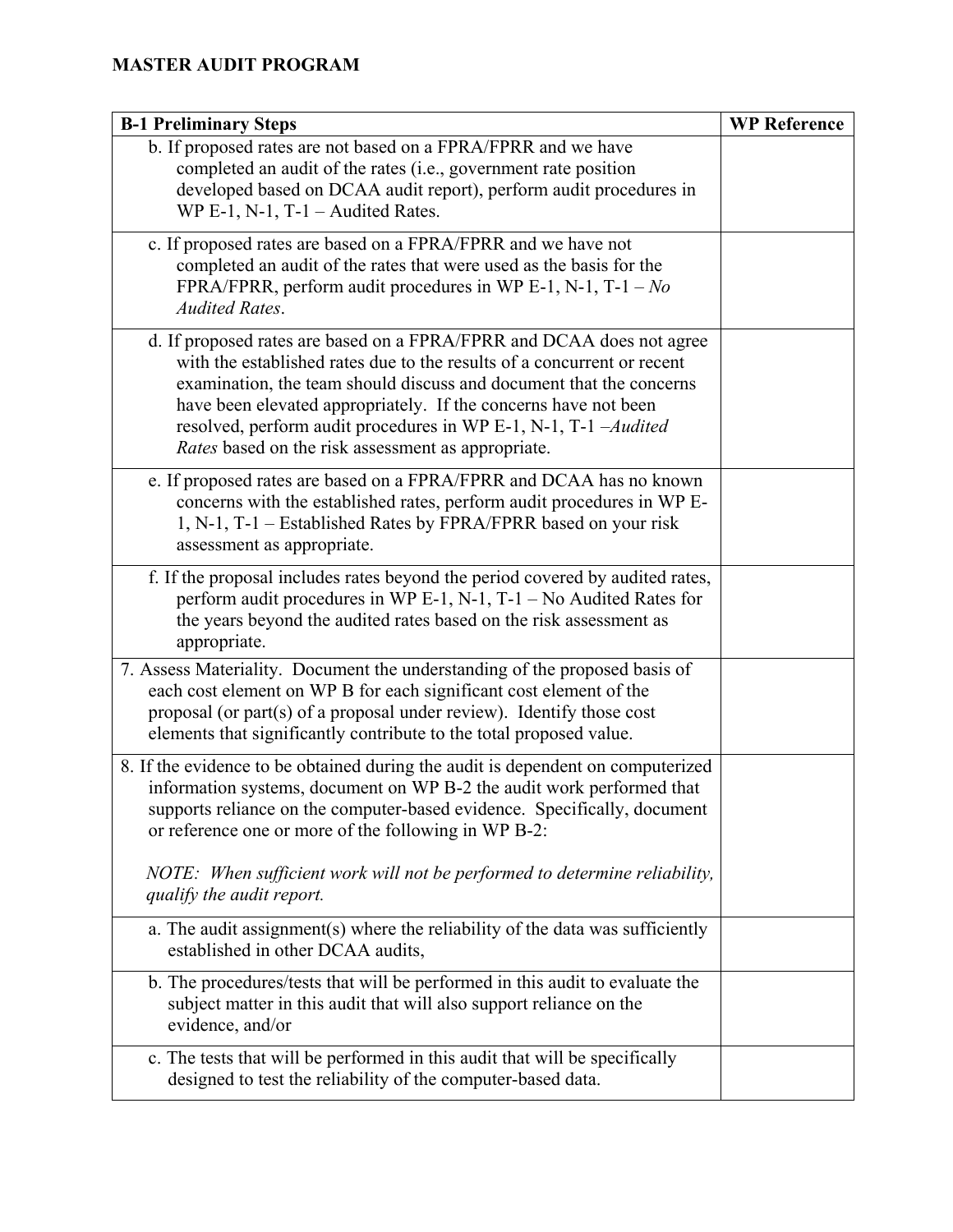**MASTER AUDIT PROGRAM**

| B-1 Preliminary Steps | WP Reference |
|---|---|
| b. If proposed rates are not based on a FPRA/FPRR and we have completed an audit of the rates (i.e., government rate position developed based on DCAA audit report), perform audit procedures in WP E-1, N-1, T-1 – Audited Rates. | |
| c. If proposed rates are based on a FPRA/FPRR and we have not completed an audit of the rates that were used as the basis for the FPRA/FPRR, perform audit procedures in WP E-1, N-1, T-1 – *No Audited Rates*. | |
| d. If proposed rates are based on a FPRA/FPRR and DCAA does not agree with the established rates due to the results of a concurrent or recent examination, the team should discuss and document that the concerns have been elevated appropriately. If the concerns have not been resolved, perform audit procedures in WP E-1, N-1, T-1 –*Audited Rates* based on the risk assessment as appropriate. | |
| e. If proposed rates are based on a FPRA/FPRR and DCAA has no known concerns with the established rates, perform audit procedures in WP E-1, N-1, T-1 – Established Rates by FPRA/FPRR based on your risk assessment as appropriate. | |
| f. If the proposal includes rates beyond the period covered by audited rates, perform audit procedures in WP E-1, N-1, T-1 – No Audited Rates for the years beyond the audited rates based on the risk assessment as appropriate. | |
| 7. Assess Materiality. Document the understanding of the proposed basis of each cost element on WP B for each significant cost element of the proposal (or part(s) of a proposal under review). Identify those cost elements that significantly contribute to the total proposed value. | |
| 8. If the evidence to be obtained during the audit is dependent on computerized information systems, document on WP B-2 the audit work performed that supports reliance on the computer-based evidence. Specifically, document or reference one or more of the following in WP B-2:<br><br>*NOTE: When sufficient work will not be performed to determine reliability, qualify the audit report.* | |
| a. The audit assignment(s) where the reliability of the data was sufficiently established in other DCAA audits, | |
| b. The procedures/tests that will be performed in this audit to evaluate the subject matter in this audit that will also support reliance on the evidence, and/or | |
| c. The tests that will be performed in this audit that will be specifically designed to test the reliability of the computer-based data. | |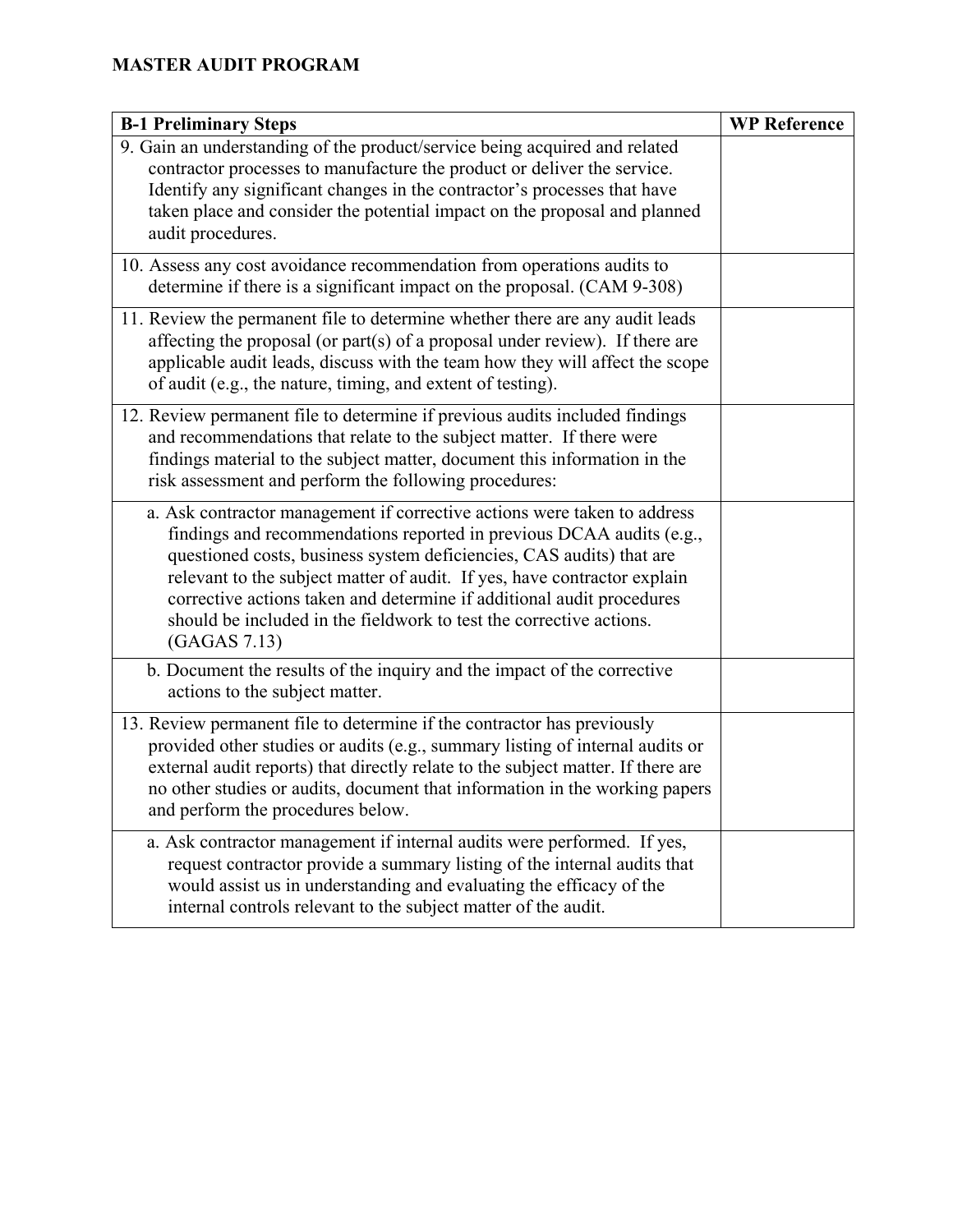**MASTER AUDIT PROGRAM**

| B-1 Preliminary Steps | WP Reference |
| --- | --- |
| 9. Gain an understanding of the product/service being acquired and related contractor processes to manufacture the product or deliver the service. Identify any significant changes in the contractor's processes that have taken place and consider the potential impact on the proposal and planned audit procedures. | |
| 10. Assess any cost avoidance recommendation from operations audits to determine if there is a significant impact on the proposal. (CAM 9-308) | |
| 11. Review the permanent file to determine whether there are any audit leads affecting the proposal (or part(s) of a proposal under review). If there are applicable audit leads, discuss with the team how they will affect the scope of audit (e.g., the nature, timing, and extent of testing). | |
| 12. Review permanent file to determine if previous audits included findings and recommendations that relate to the subject matter. If there were findings material to the subject matter, document this information in the risk assessment and perform the following procedures: | |
| a. Ask contractor management if corrective actions were taken to address findings and recommendations reported in previous DCAA audits (e.g., questioned costs, business system deficiencies, CAS audits) that are relevant to the subject matter of audit. If yes, have contractor explain corrective actions taken and determine if additional audit procedures should be included in the fieldwork to test the corrective actions. (GAGAS 7.13) | |
| b. Document the results of the inquiry and the impact of the corrective actions to the subject matter. | |
| 13. Review permanent file to determine if the contractor has previously provided other studies or audits (e.g., summary listing of internal audits or external audit reports) that directly relate to the subject matter. If there are no other studies or audits, document that information in the working papers and perform the procedures below. | |
| a. Ask contractor management if internal audits were performed. If yes, request contractor provide a summary listing of the internal audits that would assist us in understanding and evaluating the efficacy of the internal controls relevant to the subject matter of the audit. | |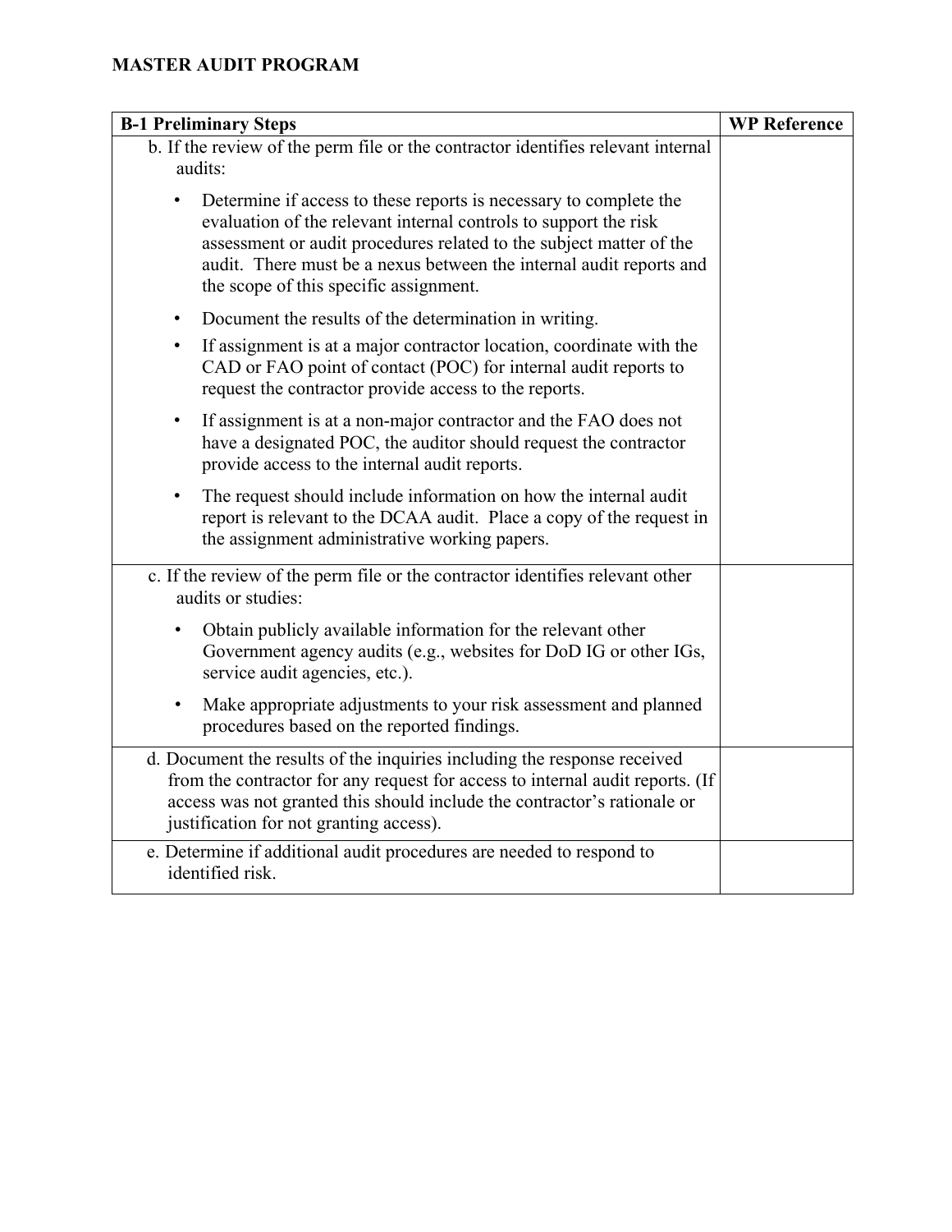**MASTER AUDIT PROGRAM**

| B-1 Preliminary Steps | WP Reference |
|---|---|
| b. If the review of the perm file or the contractor identifies relevant internal audits:<br><br>• Determine if access to these reports is necessary to complete the evaluation of the relevant internal controls to support the risk assessment or audit procedures related to the subject matter of the audit. There must be a nexus between the internal audit reports and the scope of this specific assignment.<br><br>• Document the results of the determination in writing.<br><br>• If assignment is at a major contractor location, coordinate with the CAD or FAO point of contact (POC) for internal audit reports to request the contractor provide access to the reports.<br><br>• If assignment is at a non-major contractor and the FAO does not have a designated POC, the auditor should request the contractor provide access to the internal audit reports.<br><br>• The request should include information on how the internal audit report is relevant to the DCAA audit. Place a copy of the request in the assignment administrative working papers. | |
| c. If the review of the perm file or the contractor identifies relevant other audits or studies:<br><br>• Obtain publicly available information for the relevant other Government agency audits (e.g., websites for DoD IG or other IGs, service audit agencies, etc.).<br><br>• Make appropriate adjustments to your risk assessment and planned procedures based on the reported findings. | |
| d. Document the results of the inquiries including the response received from the contractor for any request for access to internal audit reports. (If access was not granted this should include the contractor's rationale or justification for not granting access). | |
| e. Determine if additional audit procedures are needed to respond to identified risk. | |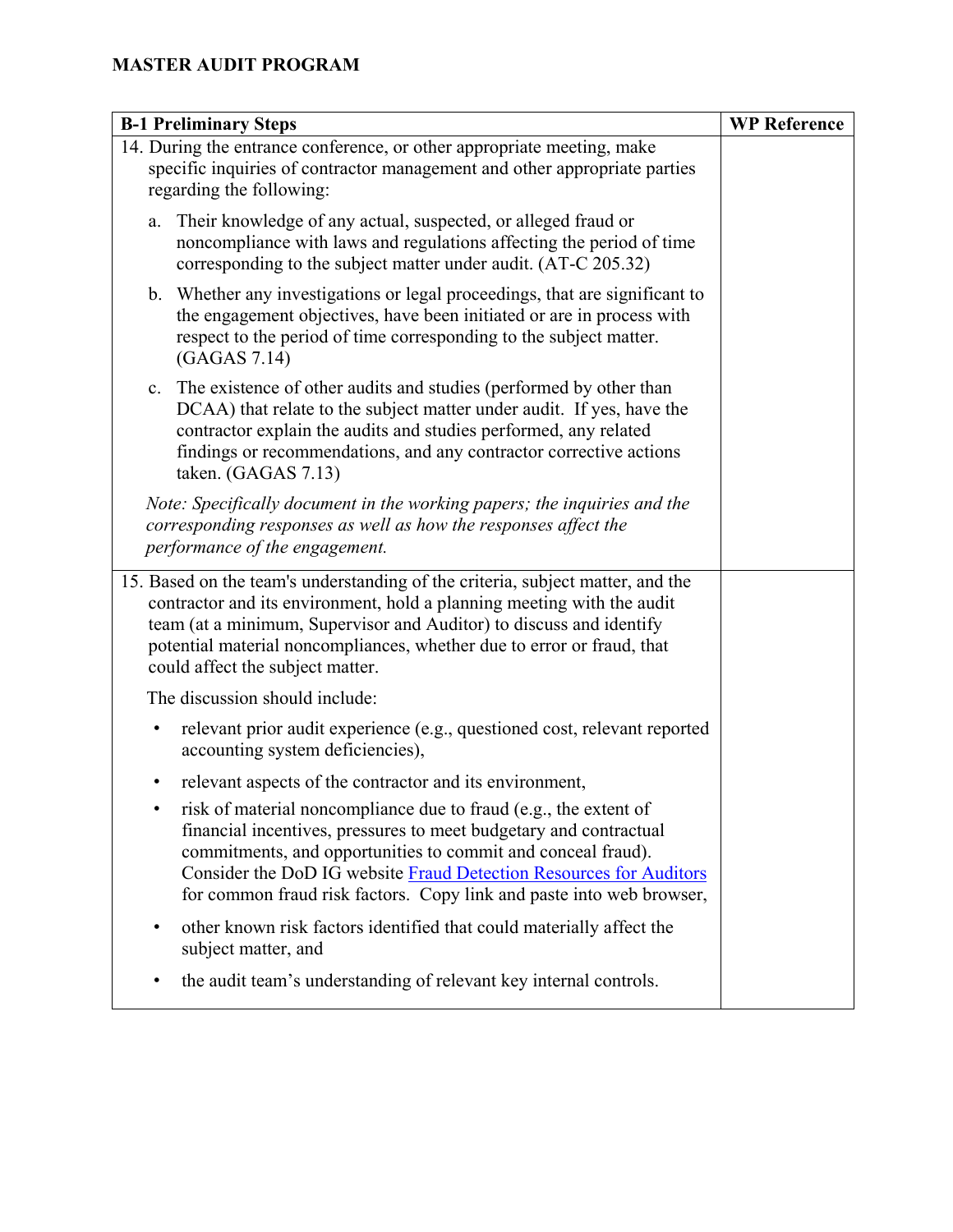# MASTER AUDIT PROGRAM

| B-1 Preliminary Steps | WP Reference |
|---|---|
| 14. During the entrance conference, or other appropriate meeting, make specific inquiries of contractor management and other appropriate parties regarding the following:<br><br>a. Their knowledge of any actual, suspected, or alleged fraud or noncompliance with laws and regulations affecting the period of time corresponding to the subject matter under audit. (AT-C 205.32)<br><br>b. Whether any investigations or legal proceedings, that are significant to the engagement objectives, have been initiated or are in process with respect to the period of time corresponding to the subject matter. (GAGAS 7.14)<br><br>c. The existence of other audits and studies (performed by other than DCAA) that relate to the subject matter under audit. If yes, have the contractor explain the audits and studies performed, any related findings or recommendations, and any contractor corrective actions taken. (GAGAS 7.13)<br><br>*Note: Specifically document in the working papers; the inquiries and the corresponding responses as well as how the responses affect the performance of the engagement.* | |
| 15. Based on the team's understanding of the criteria, subject matter, and the contractor and its environment, hold a planning meeting with the audit team (at a minimum, Supervisor and Auditor) to discuss and identify potential material noncompliances, whether due to error or fraud, that could affect the subject matter.<br><br>The discussion should include:<br><br>• relevant prior audit experience (e.g., questioned cost, relevant reported accounting system deficiencies),<br><br>• relevant aspects of the contractor and its environment,<br><br>• risk of material noncompliance due to fraud (e.g., the extent of financial incentives, pressures to meet budgetary and contractual commitments, and opportunities to commit and conceal fraud). Consider the DoD IG website Fraud Detection Resources for Auditors for common fraud risk factors. Copy link and paste into web browser,<br><br>• other known risk factors identified that could materially affect the subject matter, and<br><br>• the audit team's understanding of relevant key internal controls. | |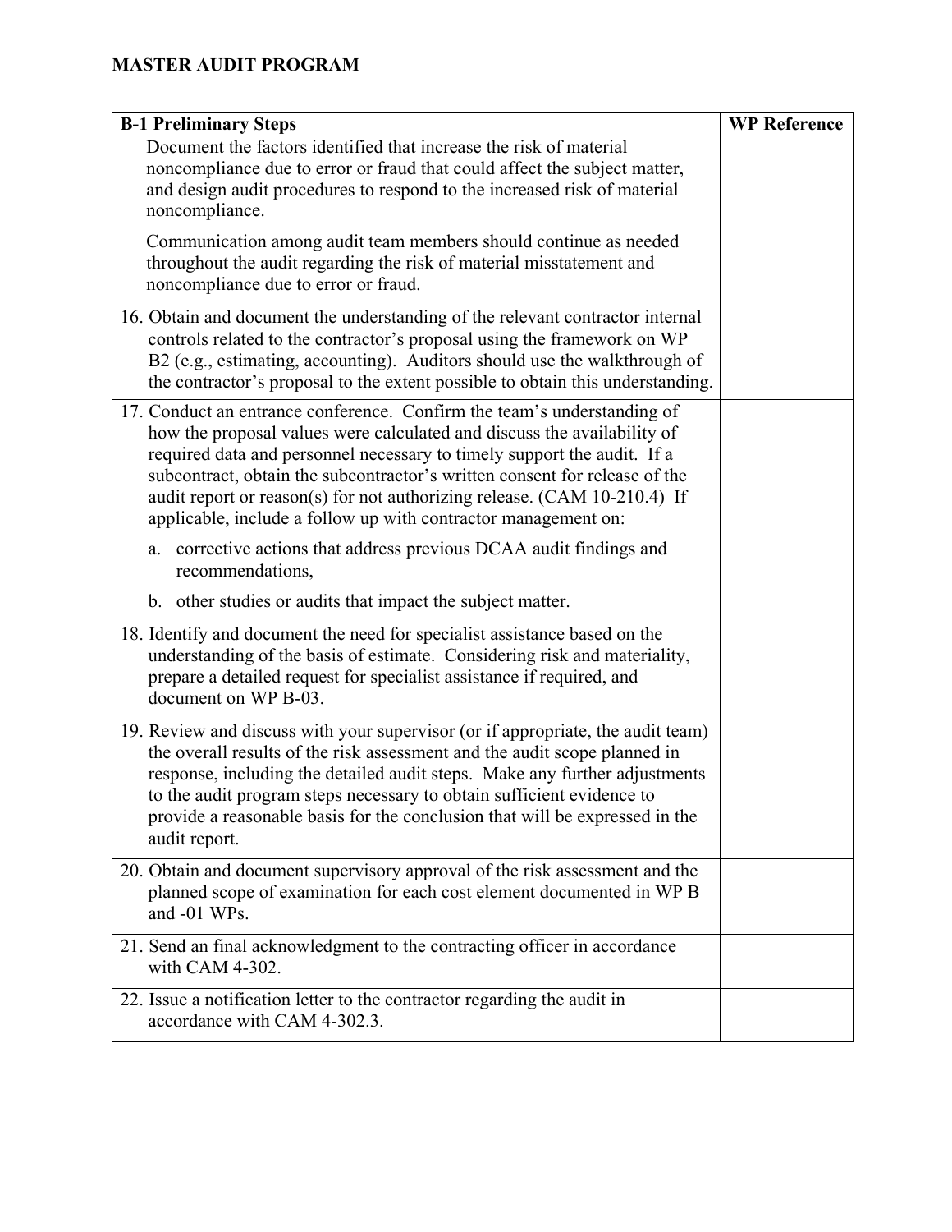**MASTER AUDIT PROGRAM**

| B-1 Preliminary Steps | WP Reference |
|---|---|
| Document the factors identified that increase the risk of material noncompliance due to error or fraud that could affect the subject matter, and design audit procedures to respond to the increased risk of material noncompliance.<br><br>Communication among audit team members should continue as needed throughout the audit regarding the risk of material misstatement and noncompliance due to error or fraud. | |
| 16. Obtain and document the understanding of the relevant contractor internal controls related to the contractor's proposal using the framework on WP B2 (e.g., estimating, accounting). Auditors should use the walkthrough of the contractor's proposal to the extent possible to obtain this understanding. | |
| 17. Conduct an entrance conference. Confirm the team's understanding of how the proposal values were calculated and discuss the availability of required data and personnel necessary to timely support the audit. If a subcontract, obtain the subcontractor's written consent for release of the audit report or reason(s) for not authorizing release. (CAM 10-210.4) If applicable, include a follow up with contractor management on:<br><br>a. corrective actions that address previous DCAA audit findings and recommendations,<br><br>b. other studies or audits that impact the subject matter. | |
| 18. Identify and document the need for specialist assistance based on the understanding of the basis of estimate. Considering risk and materiality, prepare a detailed request for specialist assistance if required, and document on WP B-03. | |
| 19. Review and discuss with your supervisor (or if appropriate, the audit team) the overall results of the risk assessment and the audit scope planned in response, including the detailed audit steps. Make any further adjustments to the audit program steps necessary to obtain sufficient evidence to provide a reasonable basis for the conclusion that will be expressed in the audit report. | |
| 20. Obtain and document supervisory approval of the risk assessment and the planned scope of examination for each cost element documented in WP B and -01 WPs. | |
| 21. Send an final acknowledgment to the contracting officer in accordance with CAM 4-302. | |
| 22. Issue a notification letter to the contractor regarding the audit in accordance with CAM 4-302.3. | |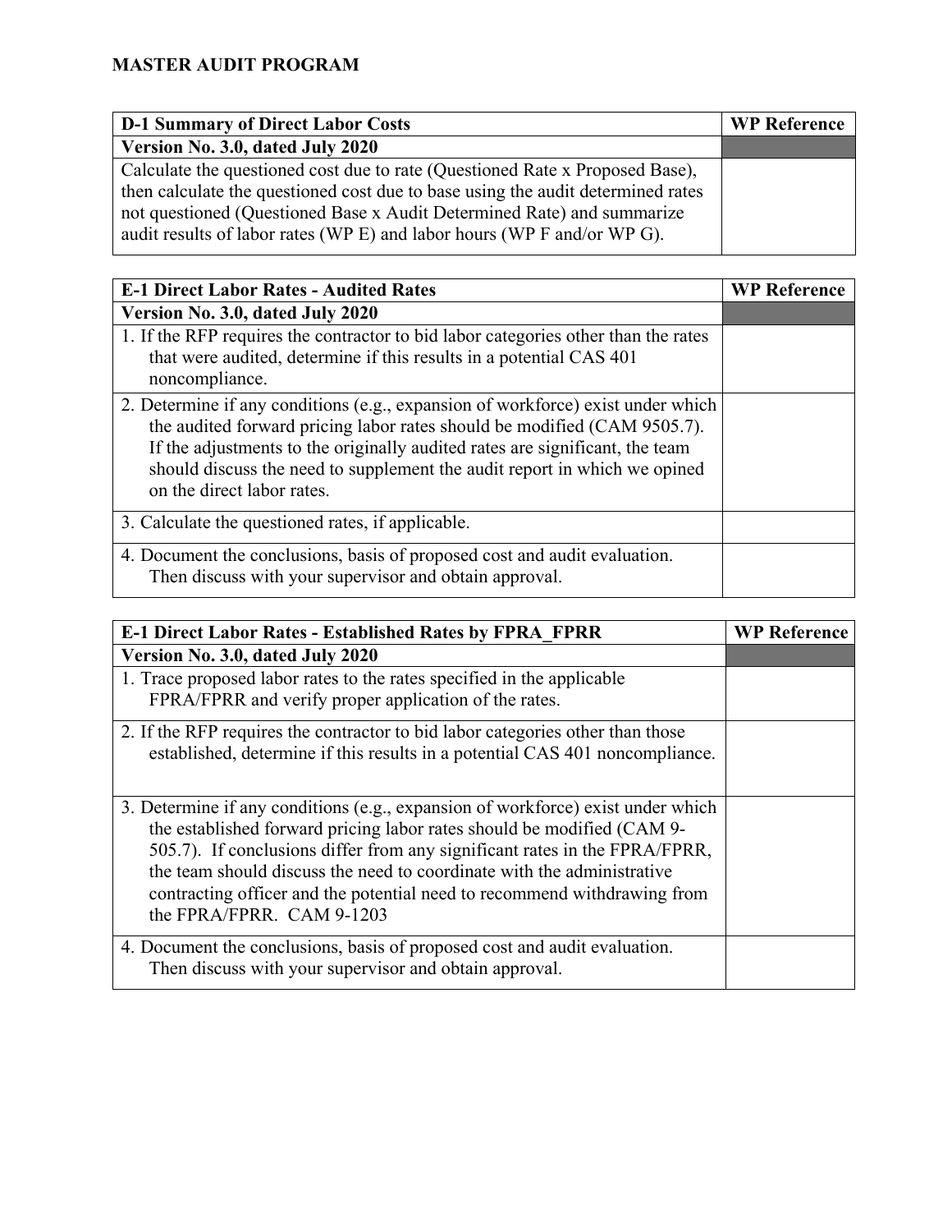**MASTER AUDIT PROGRAM**

| D-1 Summary of Direct Labor Costs | WP Reference |
|---|---|
| **Version No. 3.0, dated July 2020** | |
| Calculate the questioned cost due to rate (Questioned Rate x Proposed Base), then calculate the questioned cost due to base using the audit determined rates not questioned (Questioned Base x Audit Determined Rate) and summarize audit results of labor rates (WP E) and labor hours (WP F and/or WP G). | |

| E-1 Direct Labor Rates - Audited Rates | WP Reference |
|---|---|
| **Version No. 3.0, dated July 2020** | |
| 1. If the RFP requires the contractor to bid labor categories other than the rates that were audited, determine if this results in a potential CAS 401 noncompliance. | |
| 2. Determine if any conditions (e.g., expansion of workforce) exist under which the audited forward pricing labor rates should be modified (CAM 9505.7). If the adjustments to the originally audited rates are significant, the team should discuss the need to supplement the audit report in which we opined on the direct labor rates. | |
| 3. Calculate the questioned rates, if applicable. | |
| 4. Document the conclusions, basis of proposed cost and audit evaluation. Then discuss with your supervisor and obtain approval. | |

| E-1 Direct Labor Rates - Established Rates by FPRA_FPRR | WP Reference |
|---|---|
| **Version No. 3.0, dated July 2020** | |
| 1. Trace proposed labor rates to the rates specified in the applicable FPRA/FPRR and verify proper application of the rates. | |
| 2. If the RFP requires the contractor to bid labor categories other than those established, determine if this results in a potential CAS 401 noncompliance. | |
| 3. Determine if any conditions (e.g., expansion of workforce) exist under which the established forward pricing labor rates should be modified (CAM 9-505.7). If conclusions differ from any significant rates in the FPRA/FPRR, the team should discuss the need to coordinate with the administrative contracting officer and the potential need to recommend withdrawing from the FPRA/FPRR. CAM 9-1203 | |
| 4. Document the conclusions, basis of proposed cost and audit evaluation. Then discuss with your supervisor and obtain approval. | |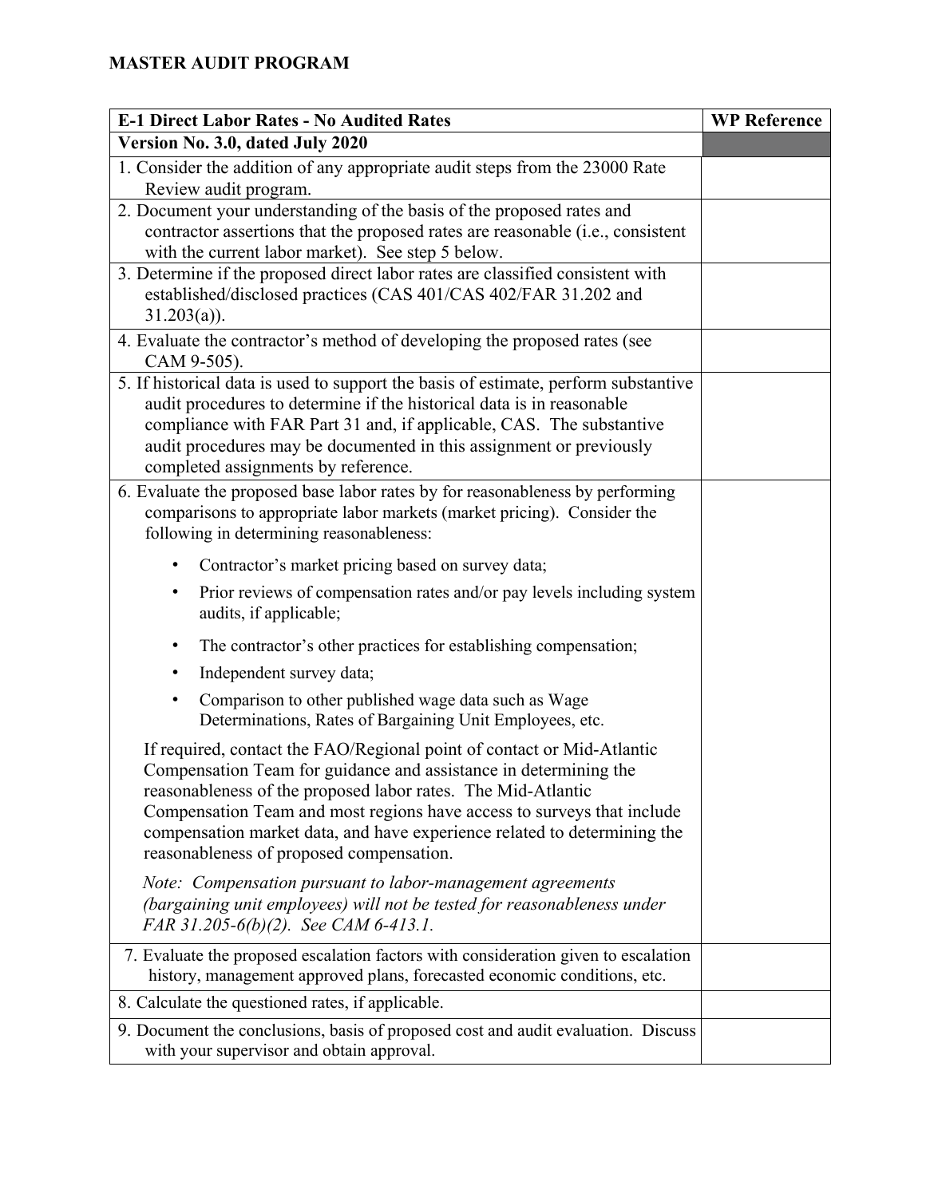**MASTER AUDIT PROGRAM**

| E-1 Direct Labor Rates - No Audited Rates | WP Reference |
|---|---|
| **Version No. 3.0, dated July 2020** | |
| 1. Consider the addition of any appropriate audit steps from the 23000 Rate Review audit program. | |
| 2. Document your understanding of the basis of the proposed rates and contractor assertions that the proposed rates are reasonable (i.e., consistent with the current labor market). See step 5 below. | |
| 3. Determine if the proposed direct labor rates are classified consistent with established/disclosed practices (CAS 401/CAS 402/FAR 31.202 and 31.203(a)). | |
| 4. Evaluate the contractor's method of developing the proposed rates (see CAM 9-505). | |
| 5. If historical data is used to support the basis of estimate, perform substantive audit procedures to determine if the historical data is in reasonable compliance with FAR Part 31 and, if applicable, CAS. The substantive audit procedures may be documented in this assignment or previously completed assignments by reference. | |
| 6. Evaluate the proposed base labor rates by for reasonableness by performing comparisons to appropriate labor markets (market pricing). Consider the following in determining reasonableness:<br>• Contractor's market pricing based on survey data;<br>• Prior reviews of compensation rates and/or pay levels including system audits, if applicable;<br>• The contractor's other practices for establishing compensation;<br>• Independent survey data;<br>• Comparison to other published wage data such as Wage Determinations, Rates of Bargaining Unit Employees, etc.<br><br>If required, contact the FAO/Regional point of contact or Mid-Atlantic Compensation Team for guidance and assistance in determining the reasonableness of the proposed labor rates. The Mid-Atlantic Compensation Team and most regions have access to surveys that include compensation market data, and have experience related to determining the reasonableness of proposed compensation.<br><br>*Note: Compensation pursuant to labor-management agreements (bargaining unit employees) will not be tested for reasonableness under FAR 31.205-6(b)(2). See CAM 6-413.1.* | |
| 7. Evaluate the proposed escalation factors with consideration given to escalation history, management approved plans, forecasted economic conditions, etc. | |
| 8. Calculate the questioned rates, if applicable. | |
| 9. Document the conclusions, basis of proposed cost and audit evaluation. Discuss with your supervisor and obtain approval. | |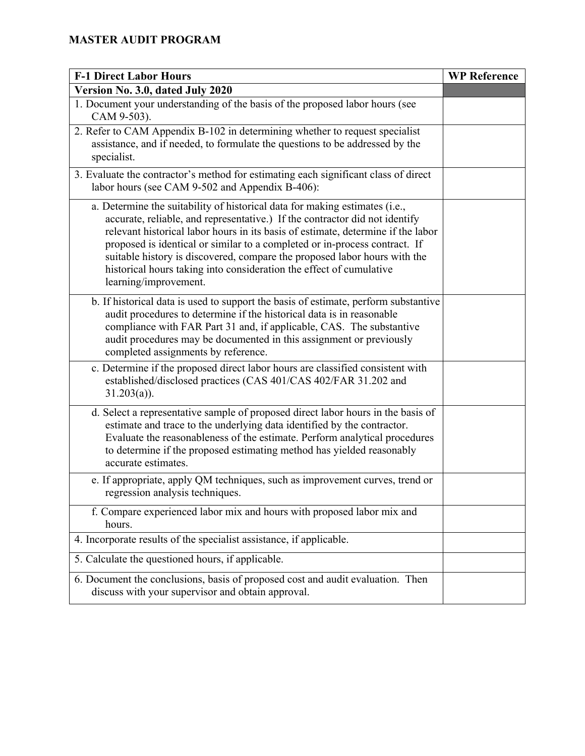# MASTER AUDIT PROGRAM

| F-1 Direct Labor Hours | WP Reference |
|---|---|
| **Version No. 3.0, dated July 2020** | |
| 1. Document your understanding of the basis of the proposed labor hours (see CAM 9-503). | |
| 2. Refer to CAM Appendix B-102 in determining whether to request specialist assistance, and if needed, to formulate the questions to be addressed by the specialist. | |
| 3. Evaluate the contractor's method for estimating each significant class of direct labor hours (see CAM 9-502 and Appendix B-406): | |
| a. Determine the suitability of historical data for making estimates (i.e., accurate, reliable, and representative.) If the contractor did not identify relevant historical labor hours in its basis of estimate, determine if the labor proposed is identical or similar to a completed or in-process contract. If suitable history is discovered, compare the proposed labor hours with the historical hours taking into consideration the effect of cumulative learning/improvement. | |
| b. If historical data is used to support the basis of estimate, perform substantive audit procedures to determine if the historical data is in reasonable compliance with FAR Part 31 and, if applicable, CAS. The substantive audit procedures may be documented in this assignment or previously completed assignments by reference. | |
| c. Determine if the proposed direct labor hours are classified consistent with established/disclosed practices (CAS 401/CAS 402/FAR 31.202 and 31.203(a)). | |
| d. Select a representative sample of proposed direct labor hours in the basis of estimate and trace to the underlying data identified by the contractor. Evaluate the reasonableness of the estimate. Perform analytical procedures to determine if the proposed estimating method has yielded reasonably accurate estimates. | |
| e. If appropriate, apply QM techniques, such as improvement curves, trend or regression analysis techniques. | |
| f. Compare experienced labor mix and hours with proposed labor mix and hours. | |
| 4. Incorporate results of the specialist assistance, if applicable. | |
| 5. Calculate the questioned hours, if applicable. | |
| 6. Document the conclusions, basis of proposed cost and audit evaluation. Then discuss with your supervisor and obtain approval. | |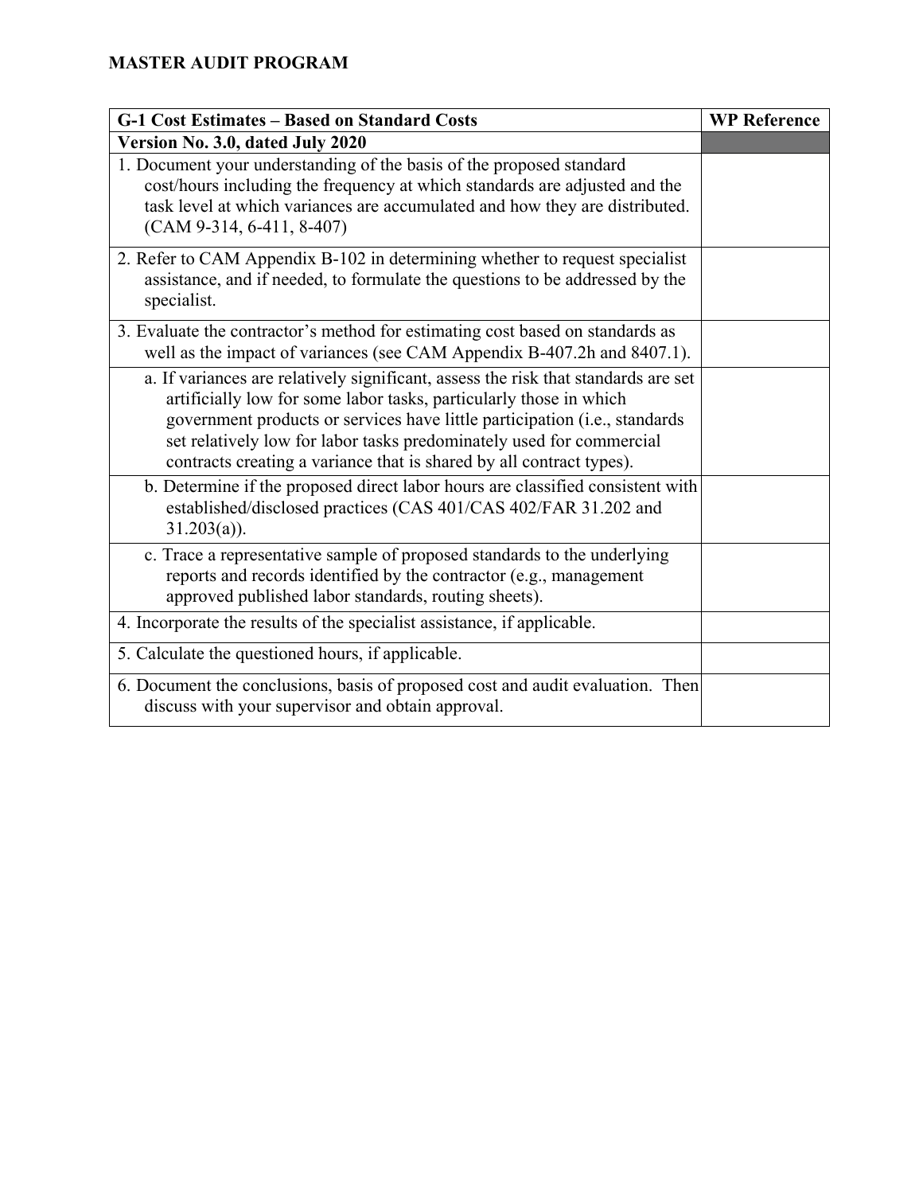# MASTER AUDIT PROGRAM

| G-1 Cost Estimates – Based on Standard Costs | WP Reference |
| --- | --- |
| **Version No. 3.0, dated July 2020** | |
| 1. Document your understanding of the basis of the proposed standard cost/hours including the frequency at which standards are adjusted and the task level at which variances are accumulated and how they are distributed. (CAM 9-314, 6-411, 8-407) | |
| 2. Refer to CAM Appendix B-102 in determining whether to request specialist assistance, and if needed, to formulate the questions to be addressed by the specialist. | |
| 3. Evaluate the contractor's method for estimating cost based on standards as well as the impact of variances (see CAM Appendix B-407.2h and 8407.1). | |
| a. If variances are relatively significant, assess the risk that standards are set artificially low for some labor tasks, particularly those in which government products or services have little participation (i.e., standards set relatively low for labor tasks predominately used for commercial contracts creating a variance that is shared by all contract types). | |
| b. Determine if the proposed direct labor hours are classified consistent with established/disclosed practices (CAS 401/CAS 402/FAR 31.202 and 31.203(a)). | |
| c. Trace a representative sample of proposed standards to the underlying reports and records identified by the contractor (e.g., management approved published labor standards, routing sheets). | |
| 4. Incorporate the results of the specialist assistance, if applicable. | |
| 5. Calculate the questioned hours, if applicable. | |
| 6. Document the conclusions, basis of proposed cost and audit evaluation. Then discuss with your supervisor and obtain approval. | |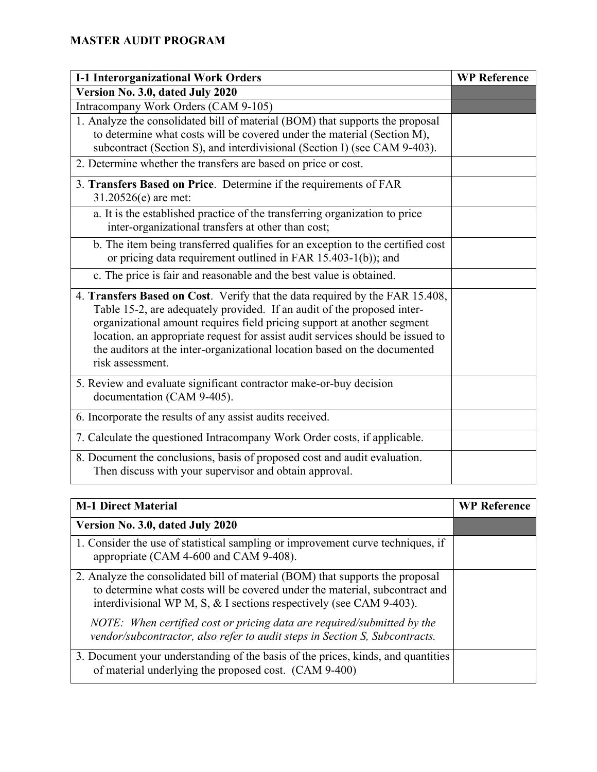# MASTER AUDIT PROGRAM

| I-1 Interorganizational Work Orders | WP Reference |
|---|---|
| **Version No. 3.0, dated July 2020** | |
| Intracompany Work Orders (CAM 9-105) | |
| 1. Analyze the consolidated bill of material (BOM) that supports the proposal to determine what costs will be covered under the material (Section M), subcontract (Section S), and interdivisional (Section I) (see CAM 9-403). | |
| 2. Determine whether the transfers are based on price or cost. | |
| 3. **Transfers Based on Price**. Determine if the requirements of FAR 31.20526(e) are met: | |
| a. It is the established practice of the transferring organization to price inter-organizational transfers at other than cost; | |
| b. The item being transferred qualifies for an exception to the certified cost or pricing data requirement outlined in FAR 15.403-1(b)); and | |
| c. The price is fair and reasonable and the best value is obtained. | |
| 4. **Transfers Based on Cost**. Verify that the data required by the FAR 15.408, Table 15-2, are adequately provided. If an audit of the proposed inter-organizational amount requires field pricing support at another segment location, an appropriate request for assist audit services should be issued to the auditors at the inter-organizational location based on the documented risk assessment. | |
| 5. Review and evaluate significant contractor make-or-buy decision documentation (CAM 9-405). | |
| 6. Incorporate the results of any assist audits received. | |
| 7. Calculate the questioned Intracompany Work Order costs, if applicable. | |
| 8. Document the conclusions, basis of proposed cost and audit evaluation. Then discuss with your supervisor and obtain approval. | |

| M-1 Direct Material | WP Reference |
|---|---|
| **Version No. 3.0, dated July 2020** | |
| 1. Consider the use of statistical sampling or improvement curve techniques, if appropriate (CAM 4-600 and CAM 9-408). | |
| 2. Analyze the consolidated bill of material (BOM) that supports the proposal to determine what costs will be covered under the material, subcontract and interdivisional WP M, S, & I sections respectively (see CAM 9-403). *NOTE: When certified cost or pricing data are required/submitted by the vendor/subcontractor, also refer to audit steps in Section S, Subcontracts.* | |
| 3. Document your understanding of the basis of the prices, kinds, and quantities of material underlying the proposed cost. (CAM 9-400) | |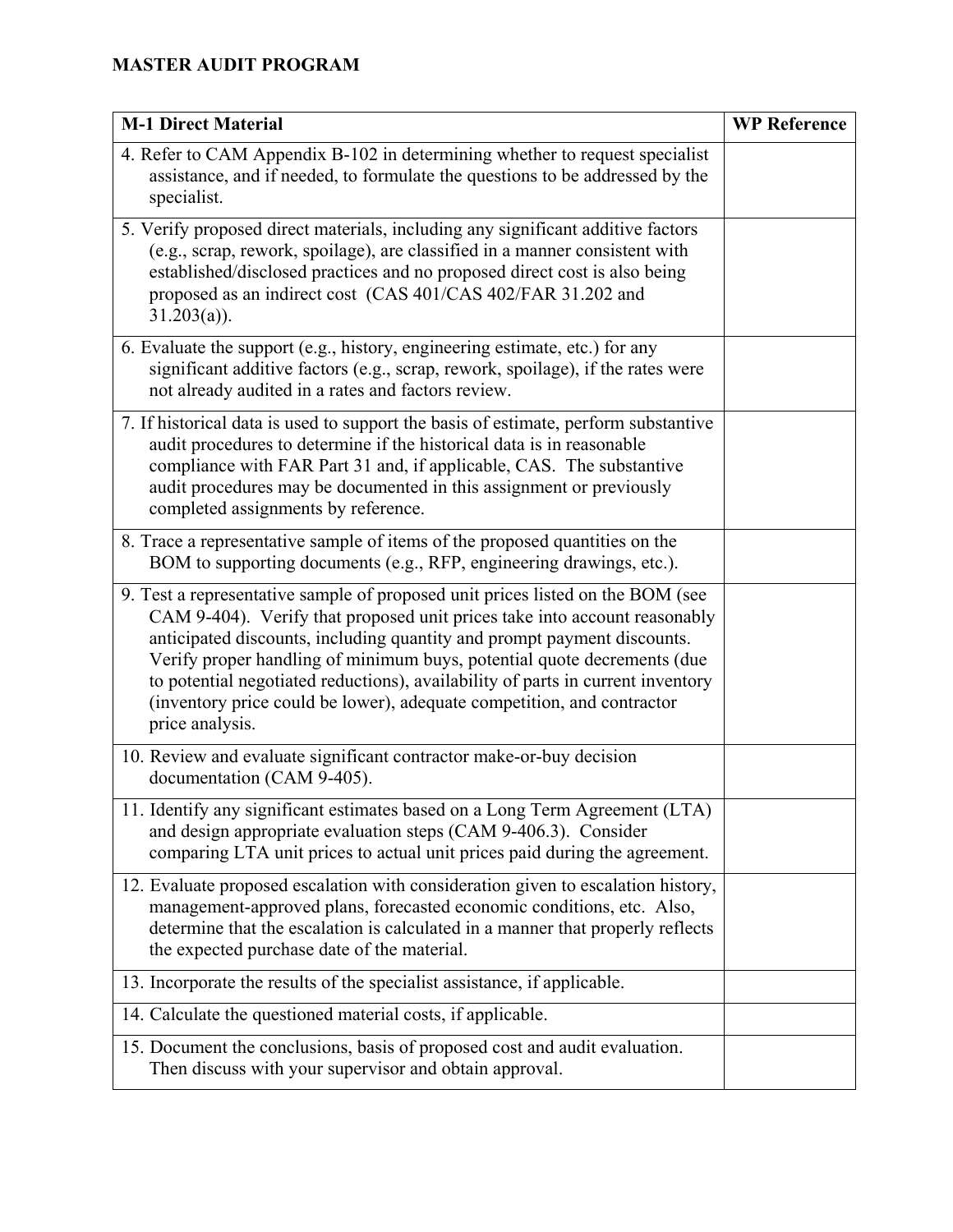**MASTER AUDIT PROGRAM**

| M-1 Direct Material | WP Reference |
|---|---|
| 4. Refer to CAM Appendix B-102 in determining whether to request specialist assistance, and if needed, to formulate the questions to be addressed by the specialist. | |
| 5. Verify proposed direct materials, including any significant additive factors (e.g., scrap, rework, spoilage), are classified in a manner consistent with established/disclosed practices and no proposed direct cost is also being proposed as an indirect cost (CAS 401/CAS 402/FAR 31.202 and 31.203(a)). | |
| 6. Evaluate the support (e.g., history, engineering estimate, etc.) for any significant additive factors (e.g., scrap, rework, spoilage), if the rates were not already audited in a rates and factors review. | |
| 7. If historical data is used to support the basis of estimate, perform substantive audit procedures to determine if the historical data is in reasonable compliance with FAR Part 31 and, if applicable, CAS. The substantive audit procedures may be documented in this assignment or previously completed assignments by reference. | |
| 8. Trace a representative sample of items of the proposed quantities on the BOM to supporting documents (e.g., RFP, engineering drawings, etc.). | |
| 9. Test a representative sample of proposed unit prices listed on the BOM (see CAM 9-404). Verify that proposed unit prices take into account reasonably anticipated discounts, including quantity and prompt payment discounts. Verify proper handling of minimum buys, potential quote decrements (due to potential negotiated reductions), availability of parts in current inventory (inventory price could be lower), adequate competition, and contractor price analysis. | |
| 10. Review and evaluate significant contractor make-or-buy decision documentation (CAM 9-405). | |
| 11. Identify any significant estimates based on a Long Term Agreement (LTA) and design appropriate evaluation steps (CAM 9-406.3). Consider comparing LTA unit prices to actual unit prices paid during the agreement. | |
| 12. Evaluate proposed escalation with consideration given to escalation history, management-approved plans, forecasted economic conditions, etc. Also, determine that the escalation is calculated in a manner that properly reflects the expected purchase date of the material. | |
| 13. Incorporate the results of the specialist assistance, if applicable. | |
| 14. Calculate the questioned material costs, if applicable. | |
| 15. Document the conclusions, basis of proposed cost and audit evaluation. Then discuss with your supervisor and obtain approval. | |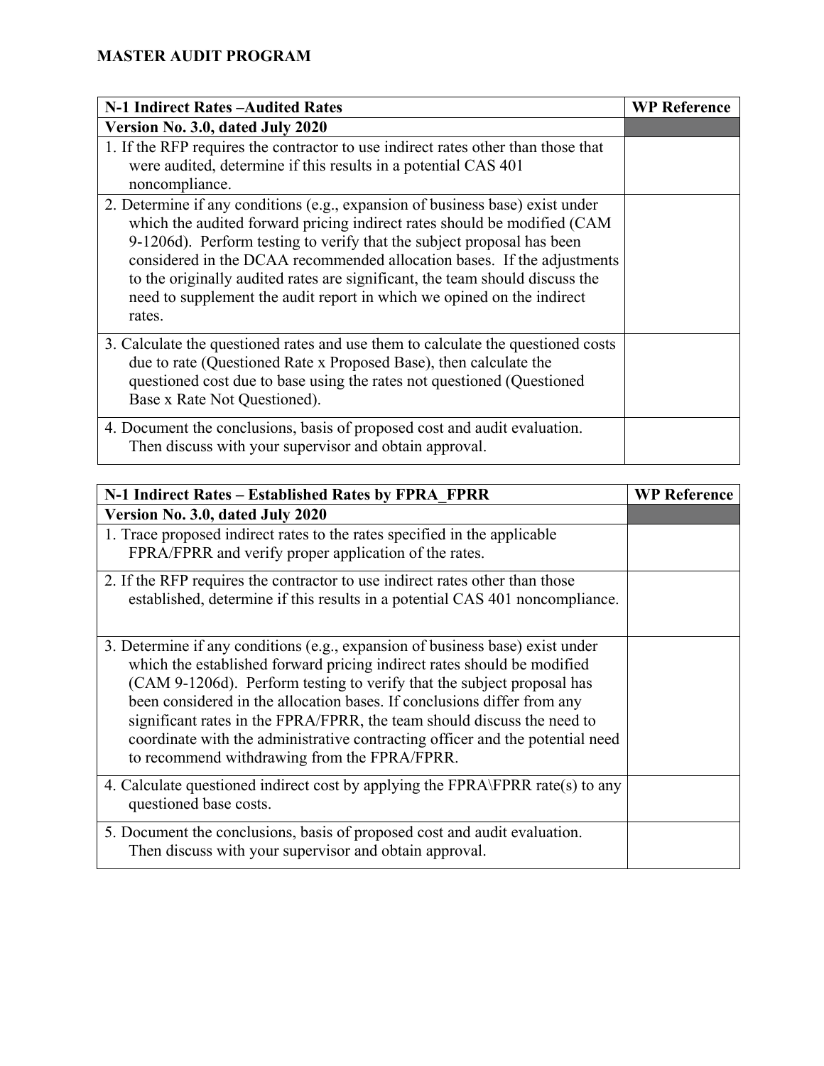**MASTER AUDIT PROGRAM**

| N-1 Indirect Rates –Audited Rates | WP Reference |
|---|---|
| **Version No. 3.0, dated July 2020** | |
| 1. If the RFP requires the contractor to use indirect rates other than those that were audited, determine if this results in a potential CAS 401 noncompliance. | |
| 2. Determine if any conditions (e.g., expansion of business base) exist under which the audited forward pricing indirect rates should be modified (CAM 9-1206d). Perform testing to verify that the subject proposal has been considered in the DCAA recommended allocation bases. If the adjustments to the originally audited rates are significant, the team should discuss the need to supplement the audit report in which we opined on the indirect rates. | |
| 3. Calculate the questioned rates and use them to calculate the questioned costs due to rate (Questioned Rate x Proposed Base), then calculate the questioned cost due to base using the rates not questioned (Questioned Base x Rate Not Questioned). | |
| 4. Document the conclusions, basis of proposed cost and audit evaluation. Then discuss with your supervisor and obtain approval. | |

| N-1 Indirect Rates – Established Rates by FPRA_FPRR | WP Reference |
|---|---|
| **Version No. 3.0, dated July 2020** | |
| 1. Trace proposed indirect rates to the rates specified in the applicable FPRA/FPRR and verify proper application of the rates. | |
| 2. If the RFP requires the contractor to use indirect rates other than those established, determine if this results in a potential CAS 401 noncompliance. | |
| 3. Determine if any conditions (e.g., expansion of business base) exist under which the established forward pricing indirect rates should be modified (CAM 9-1206d). Perform testing to verify that the subject proposal has been considered in the allocation bases. If conclusions differ from any significant rates in the FPRA/FPRR, the team should discuss the need to coordinate with the administrative contracting officer and the potential need to recommend withdrawing from the FPRA/FPRR. | |
| 4. Calculate questioned indirect cost by applying the FPRA\FPRR rate(s) to any questioned base costs. | |
| 5. Document the conclusions, basis of proposed cost and audit evaluation. Then discuss with your supervisor and obtain approval. | |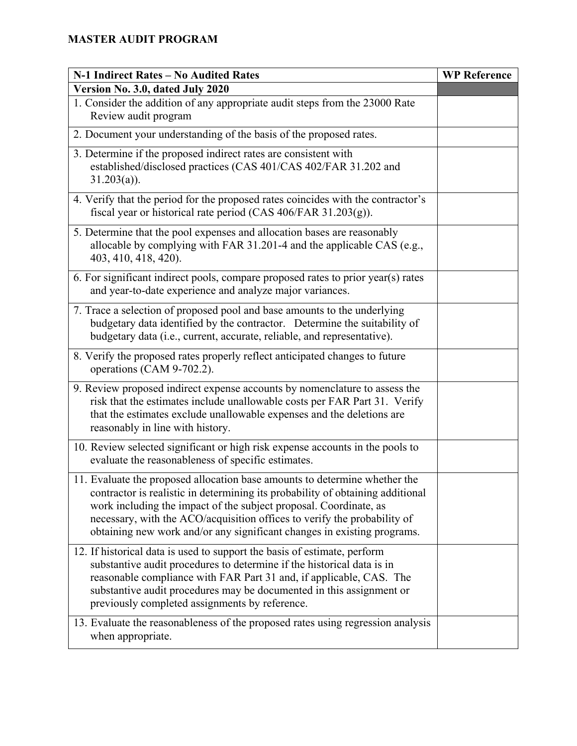# MASTER AUDIT PROGRAM

| N-1 Indirect Rates – No Audited Rates | WP Reference |
|---|---|
| **Version No. 3.0, dated July 2020** | |
| 1. Consider the addition of any appropriate audit steps from the 23000 Rate Review audit program | |
| 2. Document your understanding of the basis of the proposed rates. | |
| 3. Determine if the proposed indirect rates are consistent with established/disclosed practices (CAS 401/CAS 402/FAR 31.202 and 31.203(a)). | |
| 4. Verify that the period for the proposed rates coincides with the contractor's fiscal year or historical rate period (CAS 406/FAR 31.203(g)). | |
| 5. Determine that the pool expenses and allocation bases are reasonably allocable by complying with FAR 31.201-4 and the applicable CAS (e.g., 403, 410, 418, 420). | |
| 6. For significant indirect pools, compare proposed rates to prior year(s) rates and year-to-date experience and analyze major variances. | |
| 7. Trace a selection of proposed pool and base amounts to the underlying budgetary data identified by the contractor. Determine the suitability of budgetary data (i.e., current, accurate, reliable, and representative). | |
| 8. Verify the proposed rates properly reflect anticipated changes to future operations (CAM 9-702.2). | |
| 9. Review proposed indirect expense accounts by nomenclature to assess the risk that the estimates include unallowable costs per FAR Part 31. Verify that the estimates exclude unallowable expenses and the deletions are reasonably in line with history. | |
| 10. Review selected significant or high risk expense accounts in the pools to evaluate the reasonableness of specific estimates. | |
| 11. Evaluate the proposed allocation base amounts to determine whether the contractor is realistic in determining its probability of obtaining additional work including the impact of the subject proposal. Coordinate, as necessary, with the ACO/acquisition offices to verify the probability of obtaining new work and/or any significant changes in existing programs. | |
| 12. If historical data is used to support the basis of estimate, perform substantive audit procedures to determine if the historical data is in reasonable compliance with FAR Part 31 and, if applicable, CAS. The substantive audit procedures may be documented in this assignment or previously completed assignments by reference. | |
| 13. Evaluate the reasonableness of the proposed rates using regression analysis when appropriate. | |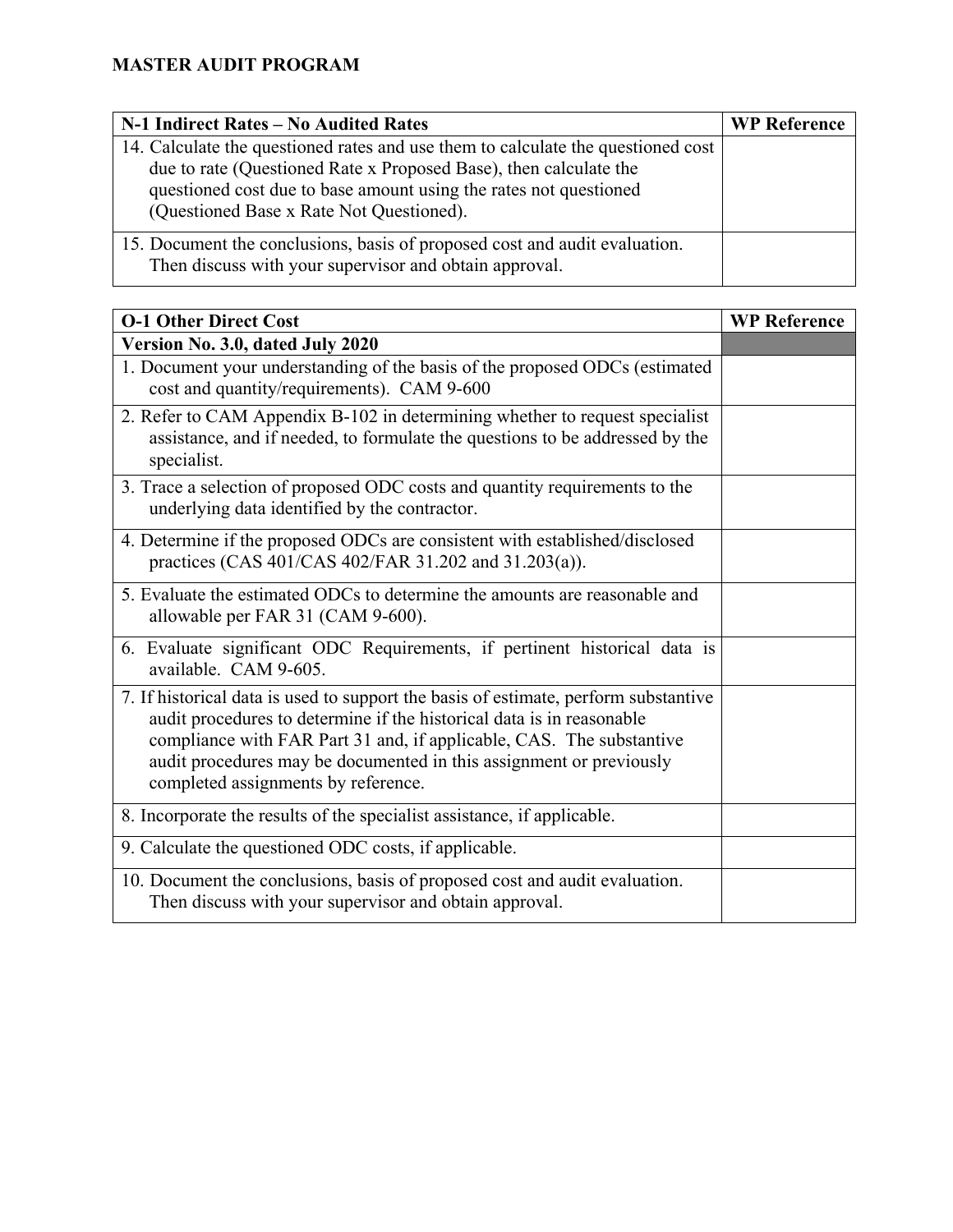**MASTER AUDIT PROGRAM**

| N-1 Indirect Rates – No Audited Rates | WP Reference |
| --- | --- |
| 14. Calculate the questioned rates and use them to calculate the questioned cost due to rate (Questioned Rate x Proposed Base), then calculate the questioned cost due to base amount using the rates not questioned (Questioned Base x Rate Not Questioned). | |
| 15. Document the conclusions, basis of proposed cost and audit evaluation. Then discuss with your supervisor and obtain approval. | |

| O-1 Other Direct Cost | WP Reference |
| --- | --- |
| **Version No. 3.0, dated July 2020** | |
| 1. Document your understanding of the basis of the proposed ODCs (estimated cost and quantity/requirements). CAM 9-600 | |
| 2. Refer to CAM Appendix B-102 in determining whether to request specialist assistance, and if needed, to formulate the questions to be addressed by the specialist. | |
| 3. Trace a selection of proposed ODC costs and quantity requirements to the underlying data identified by the contractor. | |
| 4. Determine if the proposed ODCs are consistent with established/disclosed practices (CAS 401/CAS 402/FAR 31.202 and 31.203(a)). | |
| 5. Evaluate the estimated ODCs to determine the amounts are reasonable and allowable per FAR 31 (CAM 9-600). | |
| 6. Evaluate significant ODC Requirements, if pertinent historical data is available. CAM 9-605. | |
| 7. If historical data is used to support the basis of estimate, perform substantive audit procedures to determine if the historical data is in reasonable compliance with FAR Part 31 and, if applicable, CAS. The substantive audit procedures may be documented in this assignment or previously completed assignments by reference. | |
| 8. Incorporate the results of the specialist assistance, if applicable. | |
| 9. Calculate the questioned ODC costs, if applicable. | |
| 10. Document the conclusions, basis of proposed cost and audit evaluation. Then discuss with your supervisor and obtain approval. | |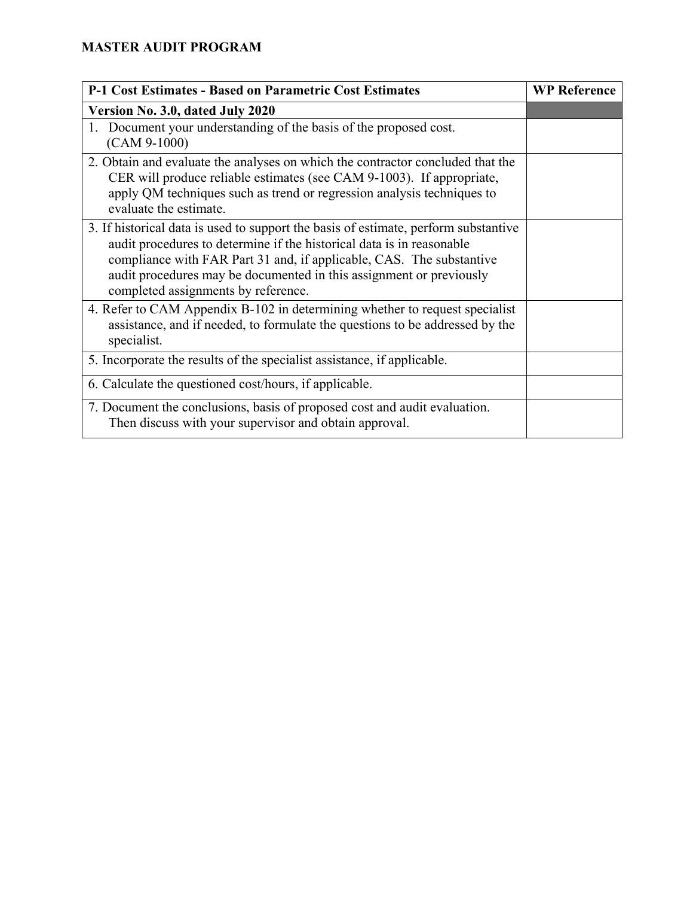**MASTER AUDIT PROGRAM**

| P-1 Cost Estimates - Based on Parametric Cost Estimates | WP Reference |
|---|---|
| **Version No. 3.0, dated July 2020** | |
| 1. Document your understanding of the basis of the proposed cost. (CAM 9-1000) | |
| 2. Obtain and evaluate the analyses on which the contractor concluded that the CER will produce reliable estimates (see CAM 9-1003). If appropriate, apply QM techniques such as trend or regression analysis techniques to evaluate the estimate. | |
| 3. If historical data is used to support the basis of estimate, perform substantive audit procedures to determine if the historical data is in reasonable compliance with FAR Part 31 and, if applicable, CAS. The substantive audit procedures may be documented in this assignment or previously completed assignments by reference. | |
| 4. Refer to CAM Appendix B-102 in determining whether to request specialist assistance, and if needed, to formulate the questions to be addressed by the specialist. | |
| 5. Incorporate the results of the specialist assistance, if applicable. | |
| 6. Calculate the questioned cost/hours, if applicable. | |
| 7. Document the conclusions, basis of proposed cost and audit evaluation. Then discuss with your supervisor and obtain approval. | |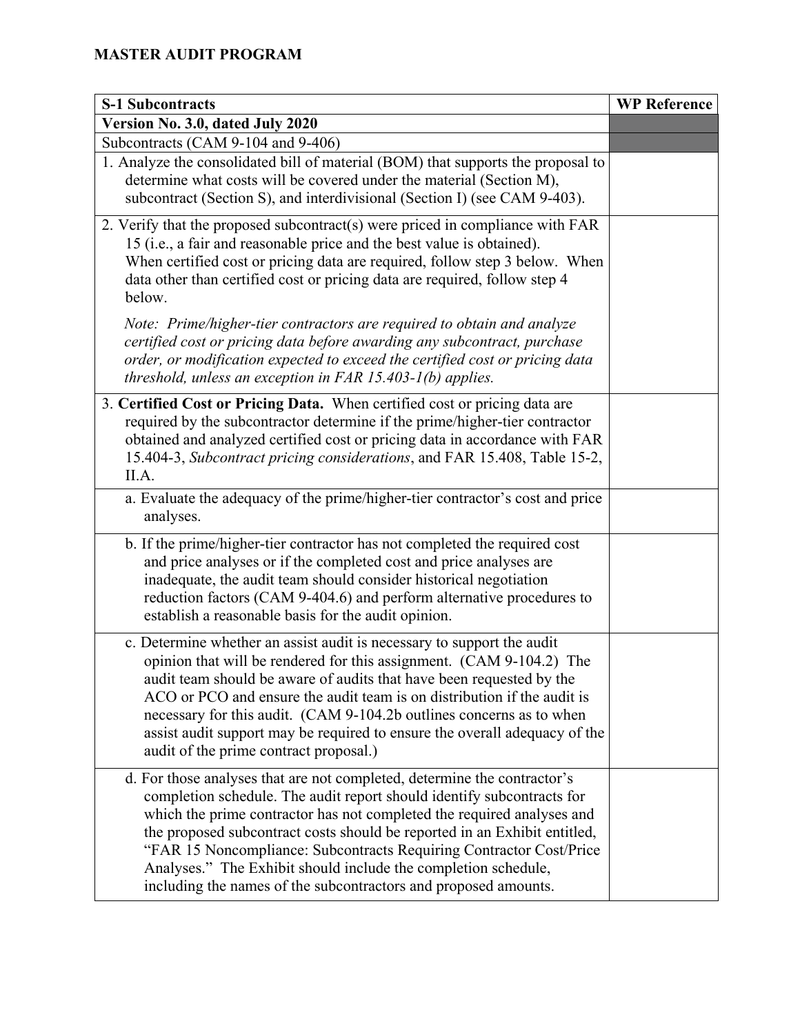**MASTER AUDIT PROGRAM**

| S-1 Subcontracts | WP Reference |
|---|---|
| **Version No. 3.0, dated July 2020** | |
| Subcontracts (CAM 9-104 and 9-406) | |
| 1. Analyze the consolidated bill of material (BOM) that supports the proposal to determine what costs will be covered under the material (Section M), subcontract (Section S), and interdivisional (Section I) (see CAM 9-403). | |
| 2. Verify that the proposed subcontract(s) were priced in compliance with FAR 15 (i.e., a fair and reasonable price and the best value is obtained). When certified cost or pricing data are required, follow step 3 below. When data other than certified cost or pricing data are required, follow step 4 below.<br><br>*Note: Prime/higher-tier contractors are required to obtain and analyze certified cost or pricing data before awarding any subcontract, purchase order, or modification expected to exceed the certified cost or pricing data threshold, unless an exception in FAR 15.403-1(b) applies.* | |
| 3. **Certified Cost or Pricing Data.** When certified cost or pricing data are required by the subcontractor determine if the prime/higher-tier contractor obtained and analyzed certified cost or pricing data in accordance with FAR 15.404-3, *Subcontract pricing considerations*, and FAR 15.408, Table 15-2, II.A. | |
| a. Evaluate the adequacy of the prime/higher-tier contractor's cost and price analyses. | |
| b. If the prime/higher-tier contractor has not completed the required cost and price analyses or if the completed cost and price analyses are inadequate, the audit team should consider historical negotiation reduction factors (CAM 9-404.6) and perform alternative procedures to establish a reasonable basis for the audit opinion. | |
| c. Determine whether an assist audit is necessary to support the audit opinion that will be rendered for this assignment. (CAM 9-104.2) The audit team should be aware of audits that have been requested by the ACO or PCO and ensure the audit team is on distribution if the audit is necessary for this audit. (CAM 9-104.2b outlines concerns as to when assist audit support may be required to ensure the overall adequacy of the audit of the prime contract proposal.) | |
| d. For those analyses that are not completed, determine the contractor's completion schedule. The audit report should identify subcontracts for which the prime contractor has not completed the required analyses and the proposed subcontract costs should be reported in an Exhibit entitled, "FAR 15 Noncompliance: Subcontracts Requiring Contractor Cost/Price Analyses." The Exhibit should include the completion schedule, including the names of the subcontractors and proposed amounts. | |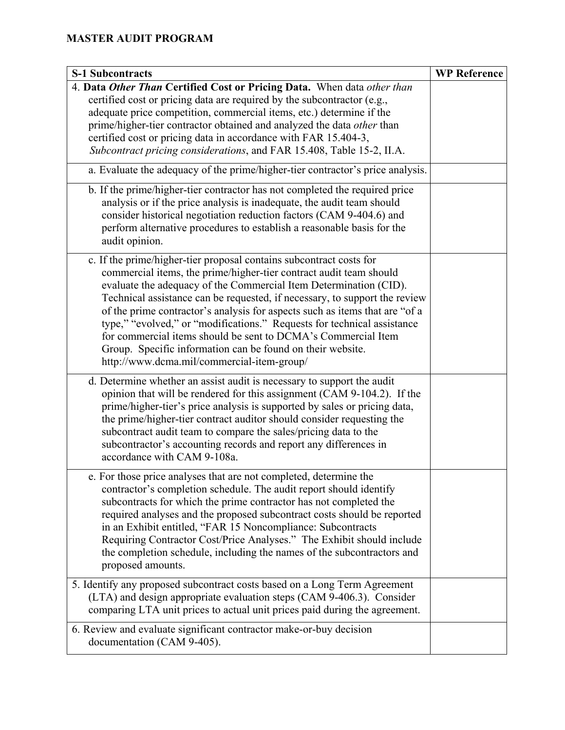**MASTER AUDIT PROGRAM**

| **S-1 Subcontracts** | **WP Reference** |
|---|---|
| 4. **Data *Other Than* Certified Cost or Pricing Data.** When data *other than* certified cost or pricing data are required by the subcontractor (e.g., adequate price competition, commercial items, etc.) determine if the prime/higher-tier contractor obtained and analyzed the data *other* than certified cost or pricing data in accordance with FAR 15.404-3, *Subcontract pricing considerations*, and FAR 15.408, Table 15-2, II.A. | |
| a. Evaluate the adequacy of the prime/higher-tier contractor's price analysis. | |
| b. If the prime/higher-tier contractor has not completed the required price analysis or if the price analysis is inadequate, the audit team should consider historical negotiation reduction factors (CAM 9-404.6) and perform alternative procedures to establish a reasonable basis for the audit opinion. | |
| c. If the prime/higher-tier proposal contains subcontract costs for commercial items, the prime/higher-tier contract audit team should evaluate the adequacy of the Commercial Item Determination (CID). Technical assistance can be requested, if necessary, to support the review of the prime contractor's analysis for aspects such as items that are "of a type," "evolved," or "modifications." Requests for technical assistance for commercial items should be sent to DCMA's Commercial Item Group. Specific information can be found on their website. http://www.dcma.mil/commercial-item-group/ | |
| d. Determine whether an assist audit is necessary to support the audit opinion that will be rendered for this assignment (CAM 9-104.2). If the prime/higher-tier's price analysis is supported by sales or pricing data, the prime/higher-tier contract auditor should consider requesting the subcontract audit team to compare the sales/pricing data to the subcontractor's accounting records and report any differences in accordance with CAM 9-108a. | |
| e. For those price analyses that are not completed, determine the contractor's completion schedule. The audit report should identify subcontracts for which the prime contractor has not completed the required analyses and the proposed subcontract costs should be reported in an Exhibit entitled, "FAR 15 Noncompliance: Subcontracts Requiring Contractor Cost/Price Analyses." The Exhibit should include the completion schedule, including the names of the subcontractors and proposed amounts. | |
| 5. Identify any proposed subcontract costs based on a Long Term Agreement (LTA) and design appropriate evaluation steps (CAM 9-406.3). Consider comparing LTA unit prices to actual unit prices paid during the agreement. | |
| 6. Review and evaluate significant contractor make-or-buy decision documentation (CAM 9-405). | |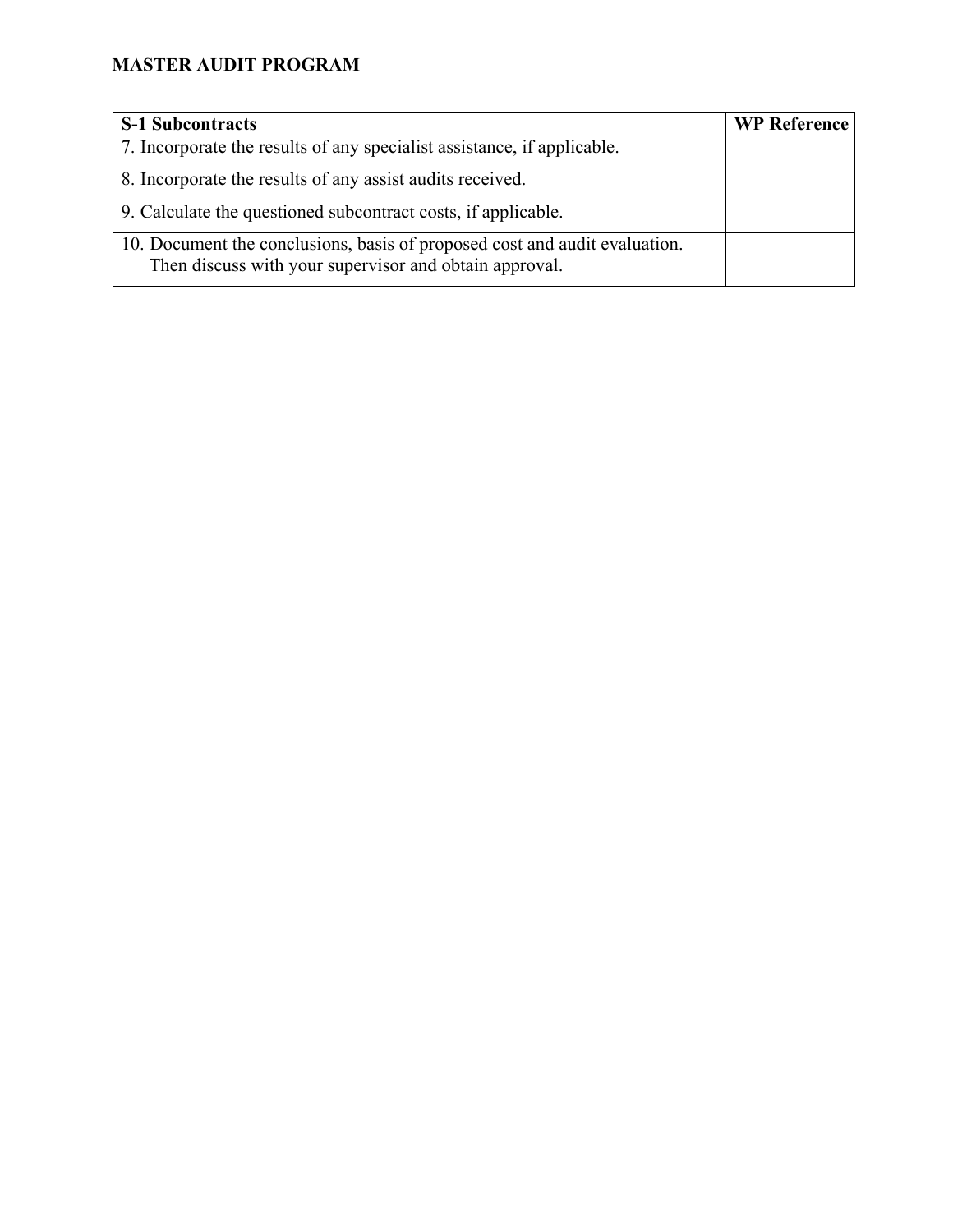**MASTER AUDIT PROGRAM**

| S-1 Subcontracts | WP Reference |
|---|---|
| 7. Incorporate the results of any specialist assistance, if applicable. | |
| 8. Incorporate the results of any assist audits received. | |
| 9. Calculate the questioned subcontract costs, if applicable. | |
| 10. Document the conclusions, basis of proposed cost and audit evaluation. Then discuss with your supervisor and obtain approval. | |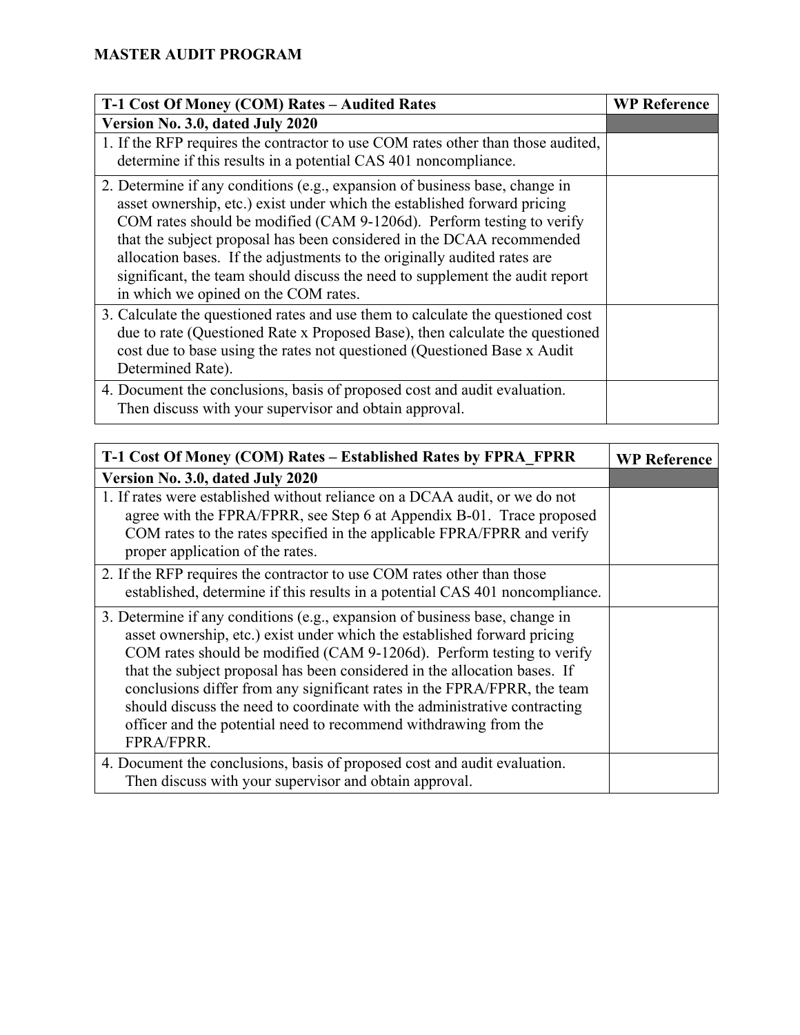**MASTER AUDIT PROGRAM**

| T-1 Cost Of Money (COM) Rates – Audited Rates | WP Reference |
|---|---|
| **Version No. 3.0, dated July 2020** | |
| 1. If the RFP requires the contractor to use COM rates other than those audited, determine if this results in a potential CAS 401 noncompliance. | |
| 2. Determine if any conditions (e.g., expansion of business base, change in asset ownership, etc.) exist under which the established forward pricing COM rates should be modified (CAM 9-1206d). Perform testing to verify that the subject proposal has been considered in the DCAA recommended allocation bases. If the adjustments to the originally audited rates are significant, the team should discuss the need to supplement the audit report in which we opined on the COM rates. | |
| 3. Calculate the questioned rates and use them to calculate the questioned cost due to rate (Questioned Rate x Proposed Base), then calculate the questioned cost due to base using the rates not questioned (Questioned Base x Audit Determined Rate). | |
| 4. Document the conclusions, basis of proposed cost and audit evaluation. Then discuss with your supervisor and obtain approval. | |

| T-1 Cost Of Money (COM) Rates – Established Rates by FPRA_FPRR | WP Reference |
|---|---|
| **Version No. 3.0, dated July 2020** | |
| 1. If rates were established without reliance on a DCAA audit, or we do not agree with the FPRA/FPRR, see Step 6 at Appendix B-01. Trace proposed COM rates to the rates specified in the applicable FPRA/FPRR and verify proper application of the rates. | |
| 2. If the RFP requires the contractor to use COM rates other than those established, determine if this results in a potential CAS 401 noncompliance. | |
| 3. Determine if any conditions (e.g., expansion of business base, change in asset ownership, etc.) exist under which the established forward pricing COM rates should be modified (CAM 9-1206d). Perform testing to verify that the subject proposal has been considered in the allocation bases. If conclusions differ from any significant rates in the FPRA/FPRR, the team should discuss the need to coordinate with the administrative contracting officer and the potential need to recommend withdrawing from the FPRA/FPRR. | |
| 4. Document the conclusions, basis of proposed cost and audit evaluation. Then discuss with your supervisor and obtain approval. | |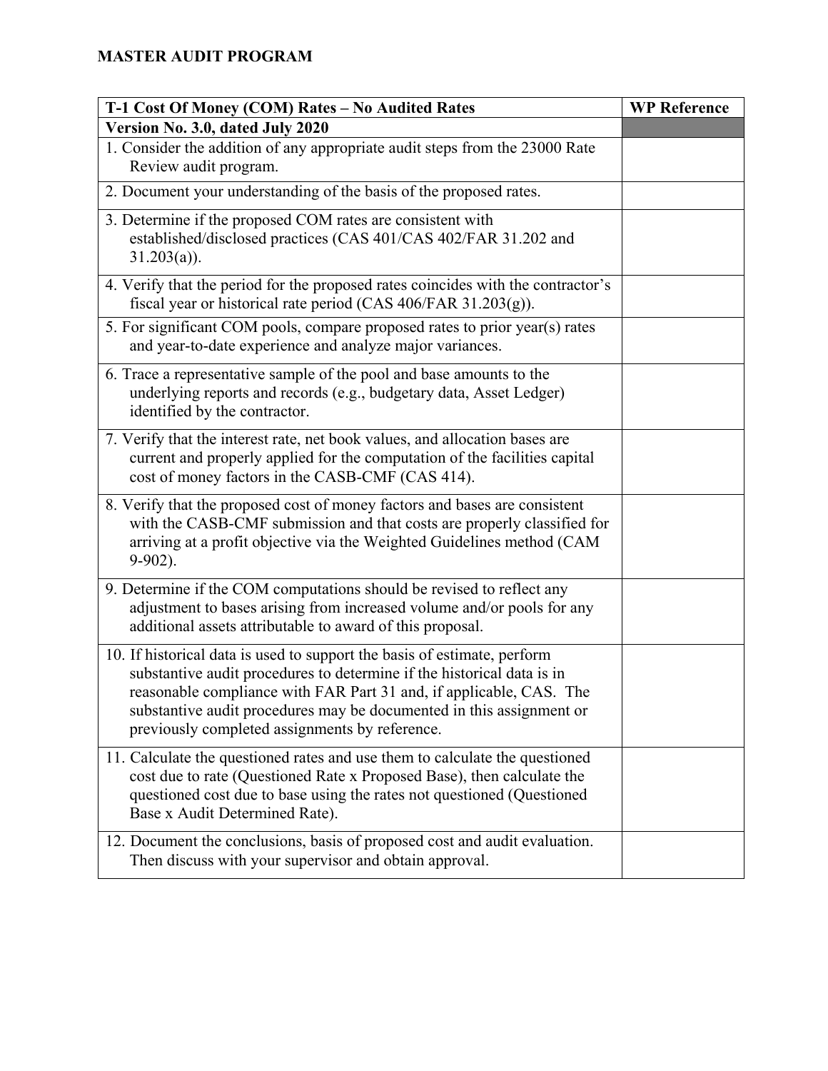**MASTER AUDIT PROGRAM**

| T-1 Cost Of Money (COM) Rates – No Audited Rates | WP Reference |
|---|---|
| **Version No. 3.0, dated July 2020** | |
| 1. Consider the addition of any appropriate audit steps from the 23000 Rate Review audit program. | |
| 2. Document your understanding of the basis of the proposed rates. | |
| 3. Determine if the proposed COM rates are consistent with established/disclosed practices (CAS 401/CAS 402/FAR 31.202 and 31.203(a)). | |
| 4. Verify that the period for the proposed rates coincides with the contractor's fiscal year or historical rate period (CAS 406/FAR 31.203(g)). | |
| 5. For significant COM pools, compare proposed rates to prior year(s) rates and year-to-date experience and analyze major variances. | |
| 6. Trace a representative sample of the pool and base amounts to the underlying reports and records (e.g., budgetary data, Asset Ledger) identified by the contractor. | |
| 7. Verify that the interest rate, net book values, and allocation bases are current and properly applied for the computation of the facilities capital cost of money factors in the CASB-CMF (CAS 414). | |
| 8. Verify that the proposed cost of money factors and bases are consistent with the CASB-CMF submission and that costs are properly classified for arriving at a profit objective via the Weighted Guidelines method (CAM 9-902). | |
| 9. Determine if the COM computations should be revised to reflect any adjustment to bases arising from increased volume and/or pools for any additional assets attributable to award of this proposal. | |
| 10. If historical data is used to support the basis of estimate, perform substantive audit procedures to determine if the historical data is in reasonable compliance with FAR Part 31 and, if applicable, CAS. The substantive audit procedures may be documented in this assignment or previously completed assignments by reference. | |
| 11. Calculate the questioned rates and use them to calculate the questioned cost due to rate (Questioned Rate x Proposed Base), then calculate the questioned cost due to base using the rates not questioned (Questioned Base x Audit Determined Rate). | |
| 12. Document the conclusions, basis of proposed cost and audit evaluation. Then discuss with your supervisor and obtain approval. | |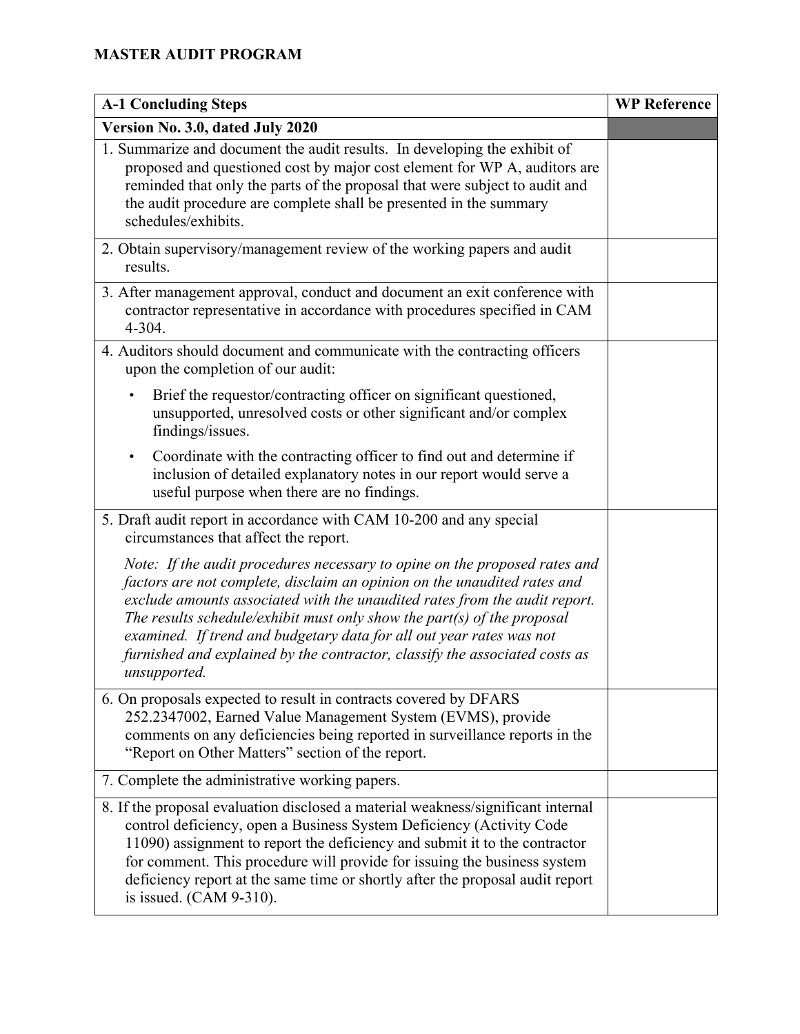**MASTER AUDIT PROGRAM**

| A-1 Concluding Steps | WP Reference |
|---|---|
| **Version No. 3.0, dated July 2020** | |
| 1. Summarize and document the audit results. In developing the exhibit of proposed and questioned cost by major cost element for WP A, auditors are reminded that only the parts of the proposal that were subject to audit and the audit procedure are complete shall be presented in the summary schedules/exhibits. | |
| 2. Obtain supervisory/management review of the working papers and audit results. | |
| 3. After management approval, conduct and document an exit conference with contractor representative in accordance with procedures specified in CAM 4-304. | |
| 4. Auditors should document and communicate with the contracting officers upon the completion of our audit:<br>• Brief the requestor/contracting officer on significant questioned, unsupported, unresolved costs or other significant and/or complex findings/issues.<br>• Coordinate with the contracting officer to find out and determine if inclusion of detailed explanatory notes in our report would serve a useful purpose when there are no findings. | |
| 5. Draft audit report in accordance with CAM 10-200 and any special circumstances that affect the report.<br>*Note: If the audit procedures necessary to opine on the proposed rates and factors are not complete, disclaim an opinion on the unaudited rates and exclude amounts associated with the unaudited rates from the audit report. The results schedule/exhibit must only show the part(s) of the proposal examined. If trend and budgetary data for all out year rates was not furnished and explained by the contractor, classify the associated costs as unsupported.* | |
| 6. On proposals expected to result in contracts covered by DFARS 252.2347002, Earned Value Management System (EVMS), provide comments on any deficiencies being reported in surveillance reports in the "Report on Other Matters" section of the report. | |
| 7. Complete the administrative working papers. | |
| 8. If the proposal evaluation disclosed a material weakness/significant internal control deficiency, open a Business System Deficiency (Activity Code 11090) assignment to report the deficiency and submit it to the contractor for comment. This procedure will provide for issuing the business system deficiency report at the same time or shortly after the proposal audit report is issued. (CAM 9-310). | |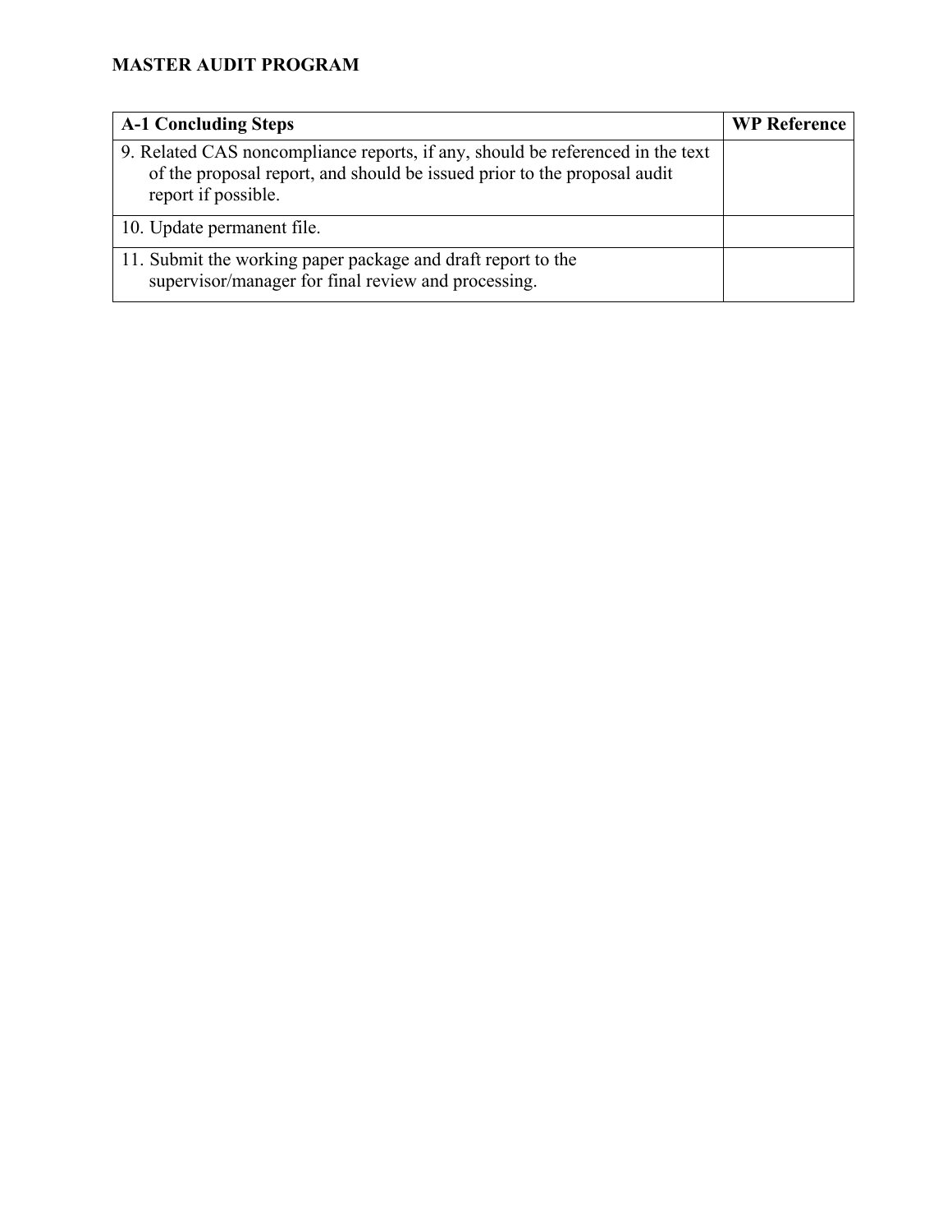**MASTER AUDIT PROGRAM**

| A-1 Concluding Steps | WP Reference |
|---|---|
| 9. Related CAS noncompliance reports, if any, should be referenced in the text of the proposal report, and should be issued prior to the proposal audit report if possible. | |
| 10. Update permanent file. | |
| 11. Submit the working paper package and draft report to the supervisor/manager for final review and processing. | |